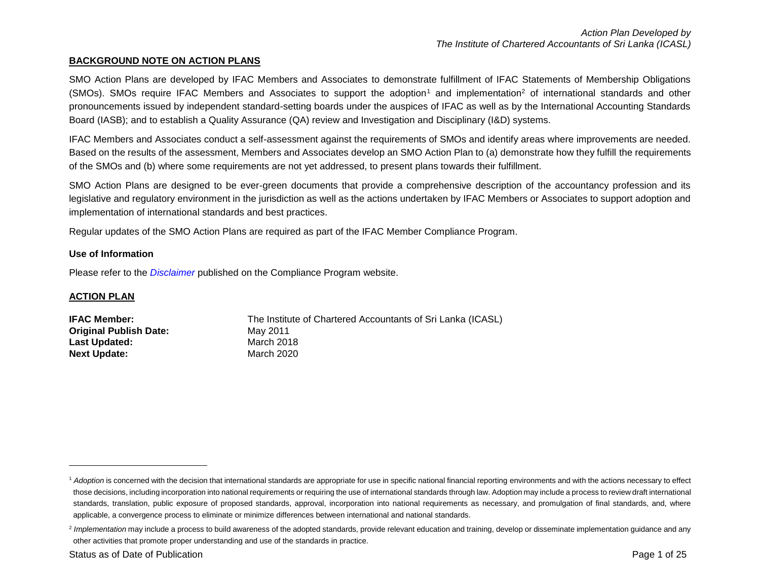## BACKGROUND NOTE ON ACTION PLANS

SMO Action Plans are developed by IFAC Members and Associates to demonstrate fulfillment of IFAC Statements of Membership Obligations (SMOs). SMOs require IFAC Members and Associates to support the adoption[1] and implementation[2] of international standards and other pronouncements issued by independent standard-setting boards under the auspices of IFAC as well as by the International Accounting Standards Board (IASB); and to establish a Quality Assurance (QA) review and Investigation and Disciplinary (I&D) systems.

IFAC Members and Associates conduct a self-assessment against the requirements of SMOs and identify areas where improvements are needed. Based on the results of the assessment, Members and Associates develop an SMO Action Plan to (a) demonstrate how they fulfill the requirements of the SMOs and (b) where some requirements are not yet addressed, to present plans towards their fulfillment.

SMO Action Plans are designed to be ever-green documents that provide a comprehensive description of the accountancy profession and its legislative and regulatory environment in the jurisdiction as well as the actions undertaken by IFAC Members or Associates to support adoption and implementation of international standards and best practices.

Regular updates of the SMO Action Plans are required as part of the IFAC Member Compliance Program.

### Use of Information

Please refer to the *Disclaimer* published on the Compliance Program website.

## ACTION PLAN

**IFAC Member:** The Institute of Chartered Accountants of Sri Lanka (ICASL)
**Original Publish Date:** May 2011
**Last Updated:** March 2018
**Next Update:** March 2020

---

[1] *Adoption* is concerned with the decision that international standards are appropriate for use in specific national financial reporting environments and with the actions necessary to effect those decisions, including incorporation into national requirements or requiring the use of international standards through law. Adoption may include a process to review draft international standards, translation, public exposure of proposed standards, approval, incorporation into national requirements as necessary, and promulgation of final standards, and, where applicable, a convergence process to eliminate or minimize differences between international and national standards.

[2] *Implementation* may include a process to build awareness of the adopted standards, provide relevant education and training, develop or disseminate implementation guidance and any other activities that promote proper understanding and use of the standards in practice.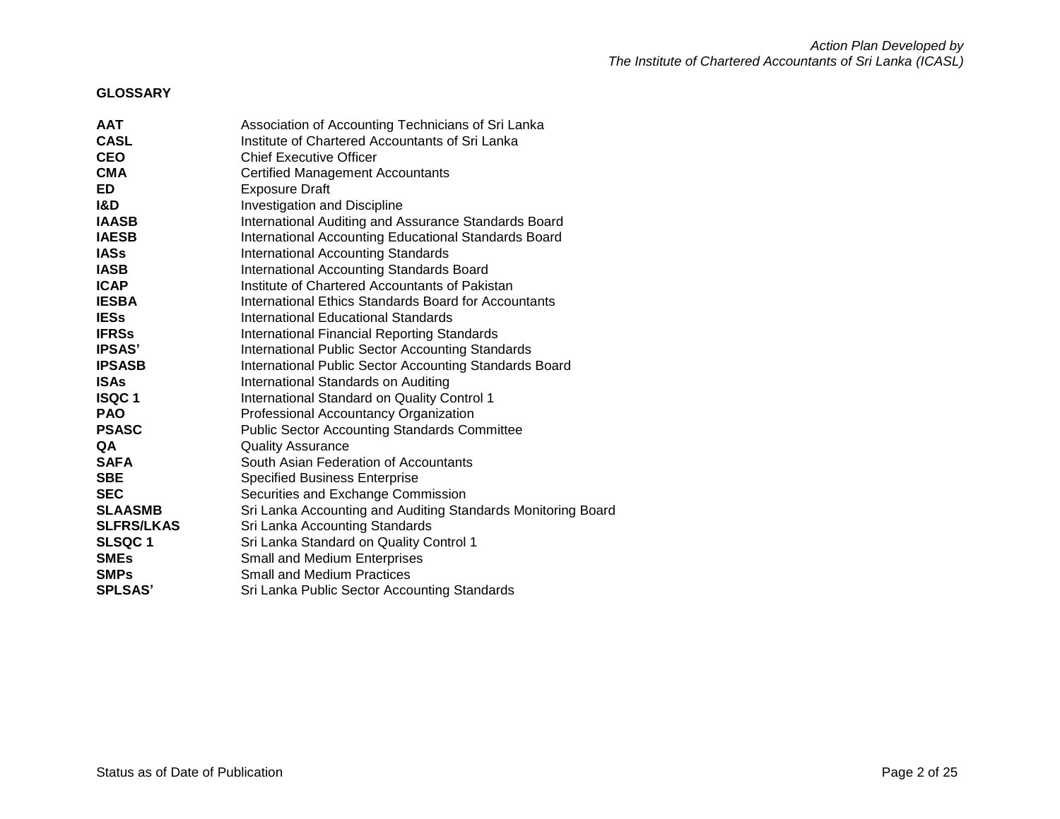## GLOSSARY

| | |
|---|---|
| **AAT** | Association of Accounting Technicians of Sri Lanka |
| **CASL** | Institute of Chartered Accountants of Sri Lanka |
| **CEO** | Chief Executive Officer |
| **CMA** | Certified Management Accountants |
| **ED** | Exposure Draft |
| **I&D** | Investigation and Discipline |
| **IAASB** | International Auditing and Assurance Standards Board |
| **IAESB** | International Accounting Educational Standards Board |
| **IASs** | International Accounting Standards |
| **IASB** | International Accounting Standards Board |
| **ICAP** | Institute of Chartered Accountants of Pakistan |
| **IESBA** | International Ethics Standards Board for Accountants |
| **IESs** | International Educational Standards |
| **IFRSs** | International Financial Reporting Standards |
| **IPSAS'** | International Public Sector Accounting Standards |
| **IPSASB** | International Public Sector Accounting Standards Board |
| **ISAs** | International Standards on Auditing |
| **ISQC 1** | International Standard on Quality Control 1 |
| **PAO** | Professional Accountancy Organization |
| **PSASC** | Public Sector Accounting Standards Committee |
| **QA** | Quality Assurance |
| **SAFA** | South Asian Federation of Accountants |
| **SBE** | Specified Business Enterprise |
| **SEC** | Securities and Exchange Commission |
| **SLAASMB** | Sri Lanka Accounting and Auditing Standards Monitoring Board |
| **SLFRS/LKAS** | Sri Lanka Accounting Standards |
| **SLSQC 1** | Sri Lanka Standard on Quality Control 1 |
| **SMEs** | Small and Medium Enterprises |
| **SMPs** | Small and Medium Practices |
| **SPLSAS'** | Sri Lanka Public Sector Accounting Standards |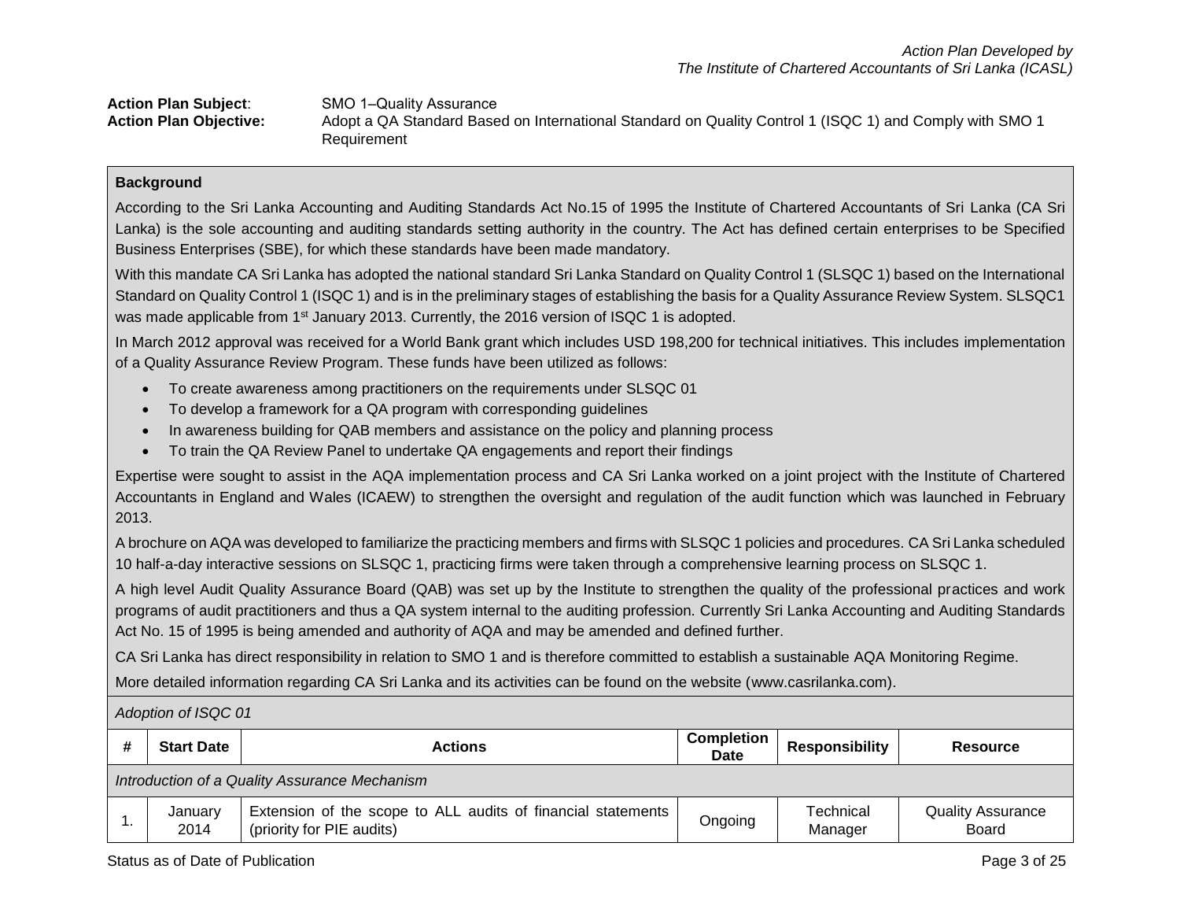*Action Plan Developed by*
*The Institute of Chartered Accountants of Sri Lanka (ICASL)*

**Action Plan Subject**: SMO 1–Quality Assurance

**Action Plan Objective:** Adopt a QA Standard Based on International Standard on Quality Control 1 (ISQC 1) and Comply with SMO 1 Requirement

**Background**

According to the Sri Lanka Accounting and Auditing Standards Act No.15 of 1995 the Institute of Chartered Accountants of Sri Lanka (CA Sri Lanka) is the sole accounting and auditing standards setting authority in the country. The Act has defined certain enterprises to be Specified Business Enterprises (SBE), for which these standards have been made mandatory.

With this mandate CA Sri Lanka has adopted the national standard Sri Lanka Standard on Quality Control 1 (SLSQC 1) based on the International Standard on Quality Control 1 (ISQC 1) and is in the preliminary stages of establishing the basis for a Quality Assurance Review System. SLSQC1 was made applicable from 1st January 2013. Currently, the 2016 version of ISQC 1 is adopted.

In March 2012 approval was received for a World Bank grant which includes USD 198,200 for technical initiatives. This includes implementation of a Quality Assurance Review Program. These funds have been utilized as follows:

- To create awareness among practitioners on the requirements under SLSQC 01
- To develop a framework for a QA program with corresponding guidelines
- In awareness building for QAB members and assistance on the policy and planning process
- To train the QA Review Panel to undertake QA engagements and report their findings

Expertise were sought to assist in the AQA implementation process and CA Sri Lanka worked on a joint project with the Institute of Chartered Accountants in England and Wales (ICAEW) to strengthen the oversight and regulation of the audit function which was launched in February 2013.

A brochure on AQA was developed to familiarize the practicing members and firms with SLSQC 1 policies and procedures. CA Sri Lanka scheduled 10 half-a-day interactive sessions on SLSQC 1, practicing firms were taken through a comprehensive learning process on SLSQC 1.

A high level Audit Quality Assurance Board (QAB) was set up by the Institute to strengthen the quality of the professional practices and work programs of audit practitioners and thus a QA system internal to the auditing profession. Currently Sri Lanka Accounting and Auditing Standards Act No. 15 of 1995 is being amended and authority of AQA and may be amended and defined further.

CA Sri Lanka has direct responsibility in relation to SMO 1 and is therefore committed to establish a sustainable AQA Monitoring Regime.

More detailed information regarding CA Sri Lanka and its activities can be found on the website (www.casrilanka.com).

*Adoption of ISQC 01*

| # | Start Date | Actions | Completion Date | Responsibility | Resource |
|---|---|---|---|---|---|
| *Introduction of a Quality Assurance Mechanism* | | | | | |
| 1. | January 2014 | Extension of the scope to ALL audits of financial statements (priority for PIE audits) | Ongoing | Technical Manager | Quality Assurance Board |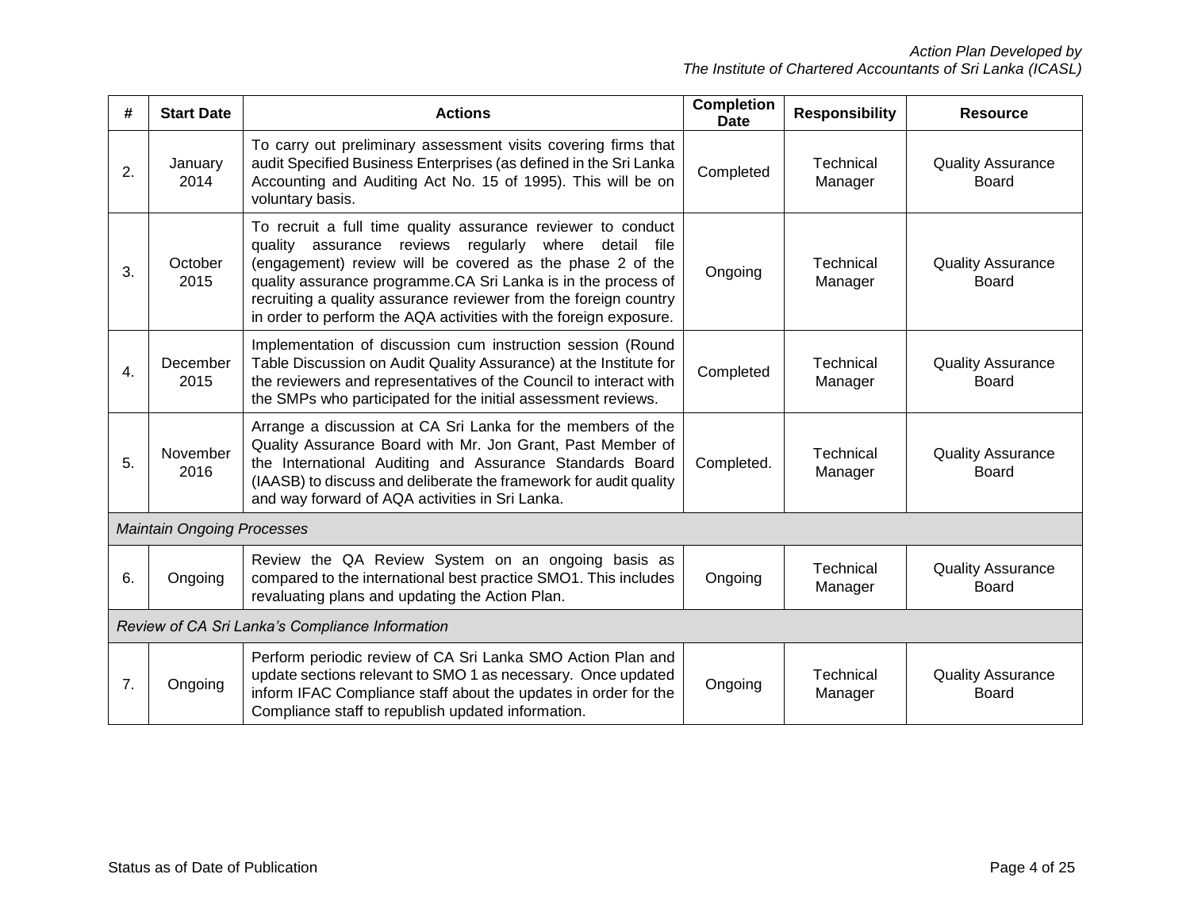| # | Start Date | Actions | Completion Date | Responsibility | Resource |
|---|---|---|---|---|---|
| 2. | January 2014 | To carry out preliminary assessment visits covering firms that audit Specified Business Enterprises (as defined in the Sri Lanka Accounting and Auditing Act No. 15 of 1995). This will be on voluntary basis. | Completed | Technical Manager | Quality Assurance Board |
| 3. | October 2015 | To recruit a full time quality assurance reviewer to conduct quality assurance reviews regularly where detail file (engagement) review will be covered as the phase 2 of the quality assurance programme.CA Sri Lanka is in the process of recruiting a quality assurance reviewer from the foreign country in order to perform the AQA activities with the foreign exposure. | Ongoing | Technical Manager | Quality Assurance Board |
| 4. | December 2015 | Implementation of discussion cum instruction session (Round Table Discussion on Audit Quality Assurance) at the Institute for the reviewers and representatives of the Council to interact with the SMPs who participated for the initial assessment reviews. | Completed | Technical Manager | Quality Assurance Board |
| 5. | November 2016 | Arrange a discussion at CA Sri Lanka for the members of the Quality Assurance Board with Mr. Jon Grant, Past Member of the International Auditing and Assurance Standards Board (IAASB) to discuss and deliberate the framework for audit quality and way forward of AQA activities in Sri Lanka. | Completed. | Technical Manager | Quality Assurance Board |
| *Maintain Ongoing Processes* | | | | | |
| 6. | Ongoing | Review the QA Review System on an ongoing basis as compared to the international best practice SMO1. This includes revaluating plans and updating the Action Plan. | Ongoing | Technical Manager | Quality Assurance Board |
| *Review of CA Sri Lanka's Compliance Information* | | | | | |
| 7. | Ongoing | Perform periodic review of CA Sri Lanka SMO Action Plan and update sections relevant to SMO 1 as necessary. Once updated inform IFAC Compliance staff about the updates in order for the Compliance staff to republish updated information. | Ongoing | Technical Manager | Quality Assurance Board |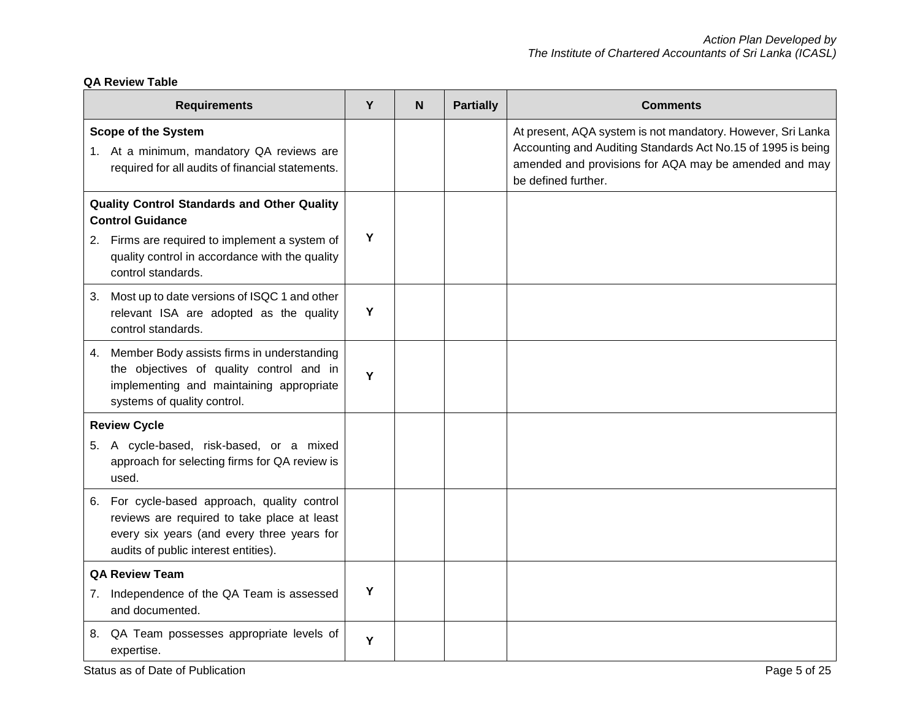**QA Review Table**

| Requirements | Y | N | Partially | Comments |
|---|---|---|---|---|
| **Scope of the System**<br>1. At a minimum, mandatory QA reviews are required for all audits of financial statements. | | | | At present, AQA system is not mandatory. However, Sri Lanka Accounting and Auditing Standards Act No.15 of 1995 is being amended and provisions for AQA may be amended and may be defined further. |
| **Quality Control Standards and Other Quality Control Guidance**<br>2. Firms are required to implement a system of quality control in accordance with the quality control standards. | Y | | | |
| 3. Most up to date versions of ISQC 1 and other relevant ISA are adopted as the quality control standards. | Y | | | |
| 4. Member Body assists firms in understanding the objectives of quality control and in implementing and maintaining appropriate systems of quality control. | Y | | | |
| **Review Cycle**<br>5. A cycle-based, risk-based, or a mixed approach for selecting firms for QA review is used. | | | | |
| 6. For cycle-based approach, quality control reviews are required to take place at least every six years (and every three years for audits of public interest entities). | | | | |
| **QA Review Team**<br>7. Independence of the QA Team is assessed and documented. | Y | | | |
| 8. QA Team possesses appropriate levels of expertise. | Y | | | |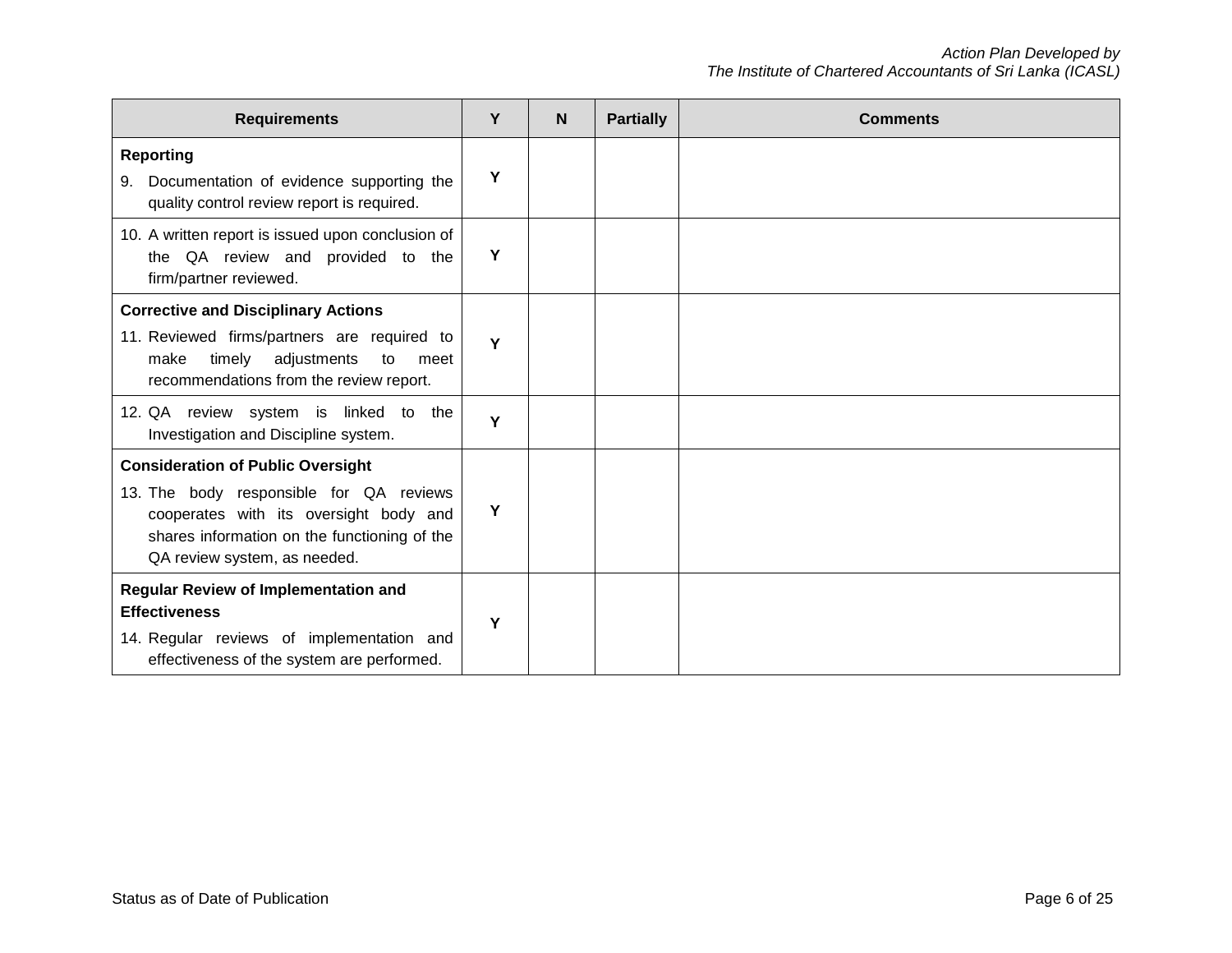| Requirements | Y | N | Partially | Comments |
|---|---|---|---|---|
| **Reporting**<br>9. Documentation of evidence supporting the quality control review report is required. | **Y** | | | |
| 10. A written report is issued upon conclusion of the QA review and provided to the firm/partner reviewed. | **Y** | | | |
| **Corrective and Disciplinary Actions**<br>11. Reviewed firms/partners are required to make timely adjustments to meet recommendations from the review report. | **Y** | | | |
| 12. QA review system is linked to the Investigation and Discipline system. | **Y** | | | |
| **Consideration of Public Oversight**<br>13. The body responsible for QA reviews cooperates with its oversight body and shares information on the functioning of the QA review system, as needed. | **Y** | | | |
| **Regular Review of Implementation and Effectiveness**<br>14. Regular reviews of implementation and effectiveness of the system are performed. | **Y** | | | |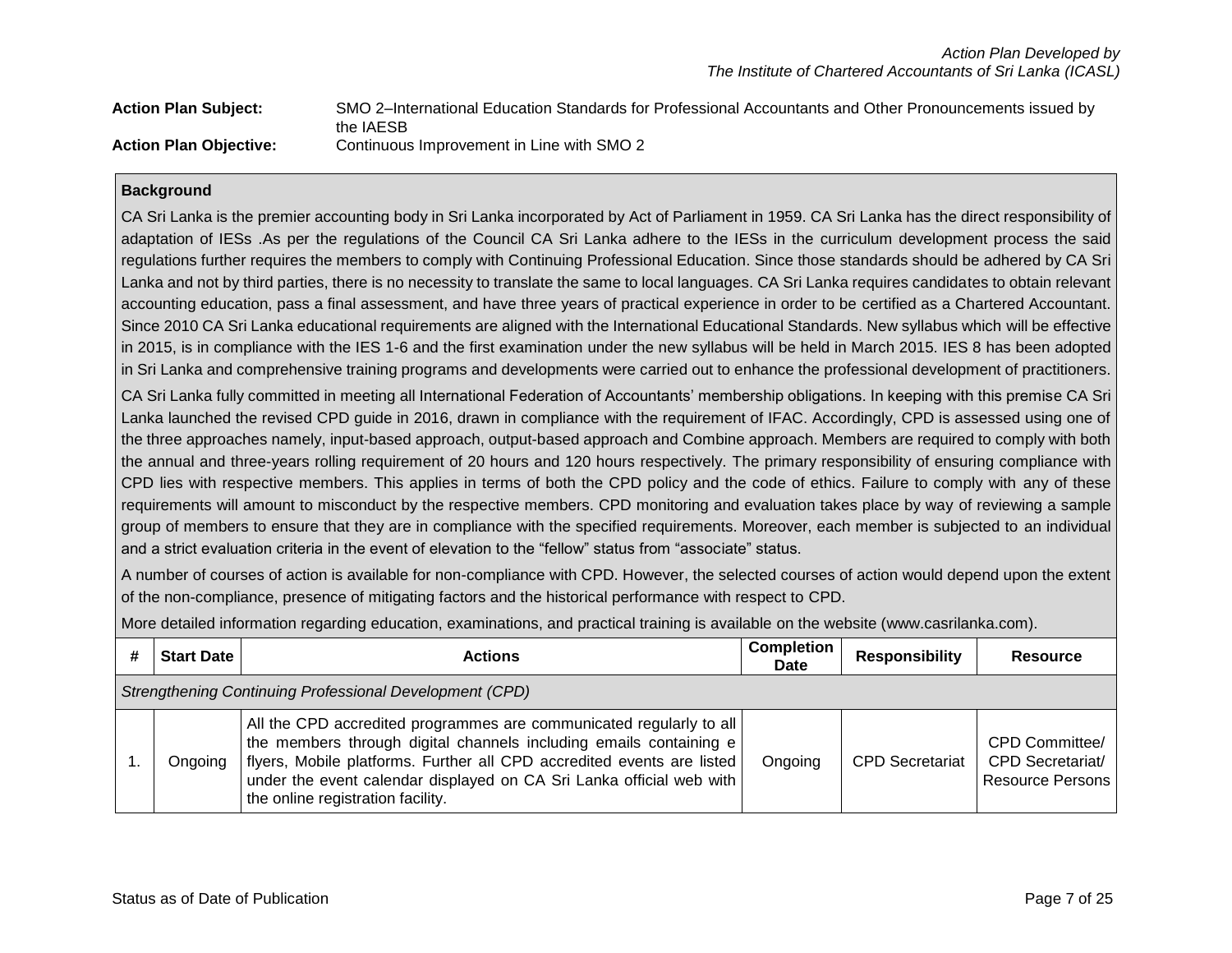*Action Plan Developed by*
*The Institute of Chartered Accountants of Sri Lanka (ICASL)*

**Action Plan Subject:** SMO 2–International Education Standards for Professional Accountants and Other Pronouncements issued by the IAESB

**Action Plan Objective:** Continuous Improvement in Line with SMO 2

**Background**

CA Sri Lanka is the premier accounting body in Sri Lanka incorporated by Act of Parliament in 1959. CA Sri Lanka has the direct responsibility of adaptation of IESs .As per the regulations of the Council CA Sri Lanka adhere to the IESs in the curriculum development process the said regulations further requires the members to comply with Continuing Professional Education. Since those standards should be adhered by CA Sri Lanka and not by third parties, there is no necessity to translate the same to local languages. CA Sri Lanka requires candidates to obtain relevant accounting education, pass a final assessment, and have three years of practical experience in order to be certified as a Chartered Accountant. Since 2010 CA Sri Lanka educational requirements are aligned with the International Educational Standards. New syllabus which will be effective in 2015, is in compliance with the IES 1-6 and the first examination under the new syllabus will be held in March 2015. IES 8 has been adopted in Sri Lanka and comprehensive training programs and developments were carried out to enhance the professional development of practitioners.

CA Sri Lanka fully committed in meeting all International Federation of Accountants' membership obligations. In keeping with this premise CA Sri Lanka launched the revised CPD guide in 2016, drawn in compliance with the requirement of IFAC. Accordingly, CPD is assessed using one of the three approaches namely, input-based approach, output-based approach and Combine approach. Members are required to comply with both the annual and three-years rolling requirement of 20 hours and 120 hours respectively. The primary responsibility of ensuring compliance with CPD lies with respective members. This applies in terms of both the CPD policy and the code of ethics. Failure to comply with any of these requirements will amount to misconduct by the respective members. CPD monitoring and evaluation takes place by way of reviewing a sample group of members to ensure that they are in compliance with the specified requirements. Moreover, each member is subjected to an individual and a strict evaluation criteria in the event of elevation to the "fellow" status from "associate" status.

A number of courses of action is available for non-compliance with CPD. However, the selected courses of action would depend upon the extent of the non-compliance, presence of mitigating factors and the historical performance with respect to CPD.

More detailed information regarding education, examinations, and practical training is available on the website (www.casrilanka.com).

| # | Start Date | Actions | Completion Date | Responsibility | Resource |
|---|---|---|---|---|---|
| *Strengthening Continuing Professional Development (CPD)* | | | | | |
| 1. | Ongoing | All the CPD accredited programmes are communicated regularly to all the members through digital channels including emails containing e flyers, Mobile platforms. Further all CPD accredited events are listed under the event calendar displayed on CA Sri Lanka official web with the online registration facility. | Ongoing | CPD Secretariat | CPD Committee/ CPD Secretariat/ Resource Persons |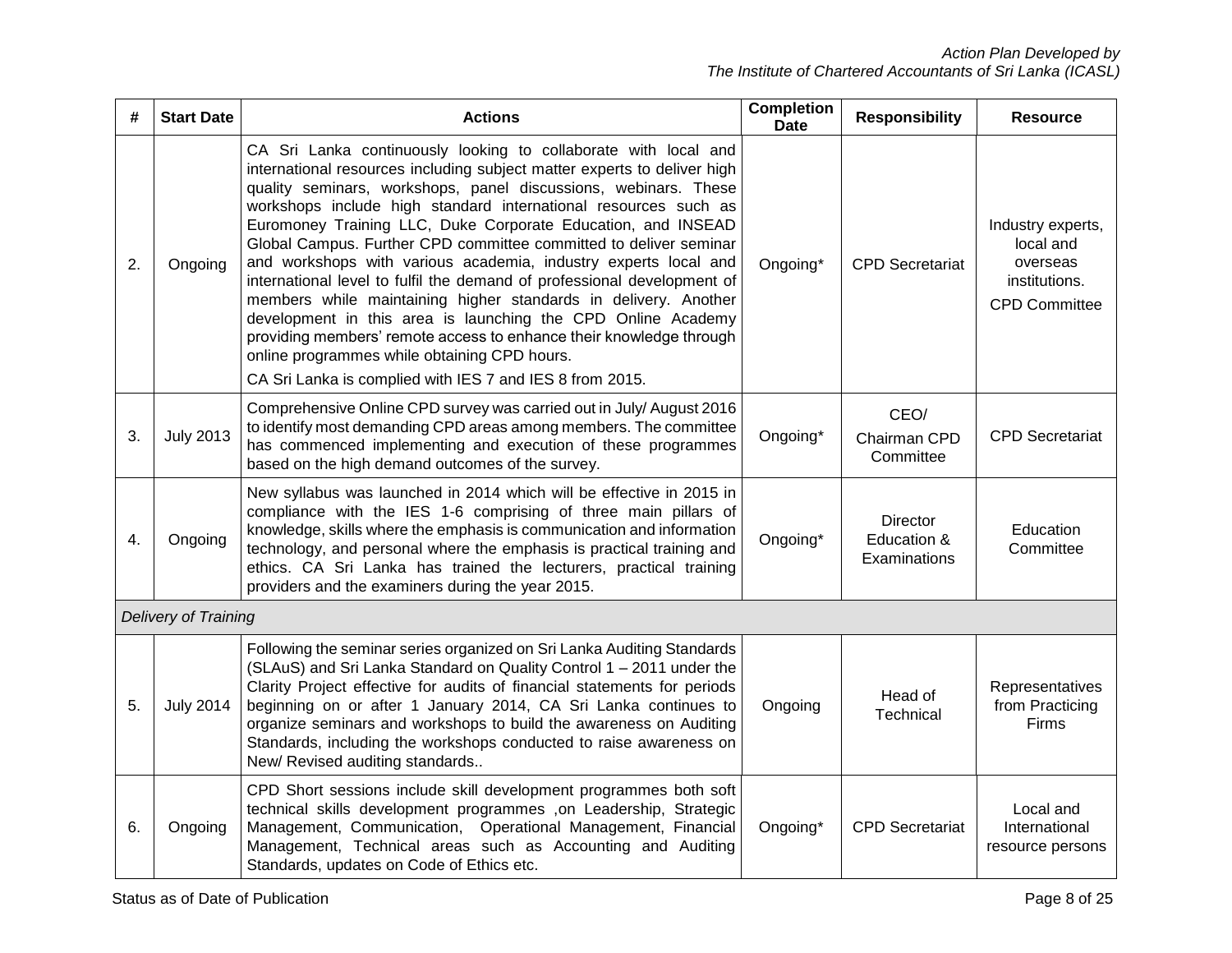| # | Start Date | Actions | Completion Date | Responsibility | Resource |
|---|---|---|---|---|---|
| 2. | Ongoing | CA Sri Lanka continuously looking to collaborate with local and international resources including subject matter experts to deliver high quality seminars, workshops, panel discussions, webinars. These workshops include high standard international resources such as Euromoney Training LLC, Duke Corporate Education, and INSEAD Global Campus. Further CPD committee committed to deliver seminar and workshops with various academia, industry experts local and international level to fulfil the demand of professional development of members while maintaining higher standards in delivery. Another development in this area is launching the CPD Online Academy providing members' remote access to enhance their knowledge through online programmes while obtaining CPD hours.<br>CA Sri Lanka is complied with IES 7 and IES 8 from 2015. | Ongoing* | CPD Secretariat | Industry experts, local and overseas institutions.<br>CPD Committee |
| 3. | July 2013 | Comprehensive Online CPD survey was carried out in July/ August 2016 to identify most demanding CPD areas among members. The committee has commenced implementing and execution of these programmes based on the high demand outcomes of the survey. | Ongoing* | CEO/<br>Chairman CPD Committee | CPD Secretariat |
| 4. | Ongoing | New syllabus was launched in 2014 which will be effective in 2015 in compliance with the IES 1-6 comprising of three main pillars of knowledge, skills where the emphasis is communication and information technology, and personal where the emphasis is practical training and ethics. CA Sri Lanka has trained the lecturers, practical training providers and the examiners during the year 2015. | Ongoing* | Director Education & Examinations | Education Committee |
| *Delivery of Training* | | | | | |
| 5. | July 2014 | Following the seminar series organized on Sri Lanka Auditing Standards (SLAuS) and Sri Lanka Standard on Quality Control 1 – 2011 under the Clarity Project effective for audits of financial statements for periods beginning on or after 1 January 2014, CA Sri Lanka continues to organize seminars and workshops to build the awareness on Auditing Standards, including the workshops conducted to raise awareness on New/ Revised auditing standards.. | Ongoing | Head of Technical | Representatives from Practicing Firms |
| 6. | Ongoing | CPD Short sessions include skill development programmes both soft technical skills development programmes ,on Leadership, Strategic Management, Communication, Operational Management, Financial Management, Technical areas such as Accounting and Auditing Standards, updates on Code of Ethics etc. | Ongoing* | CPD Secretariat | Local and International resource persons |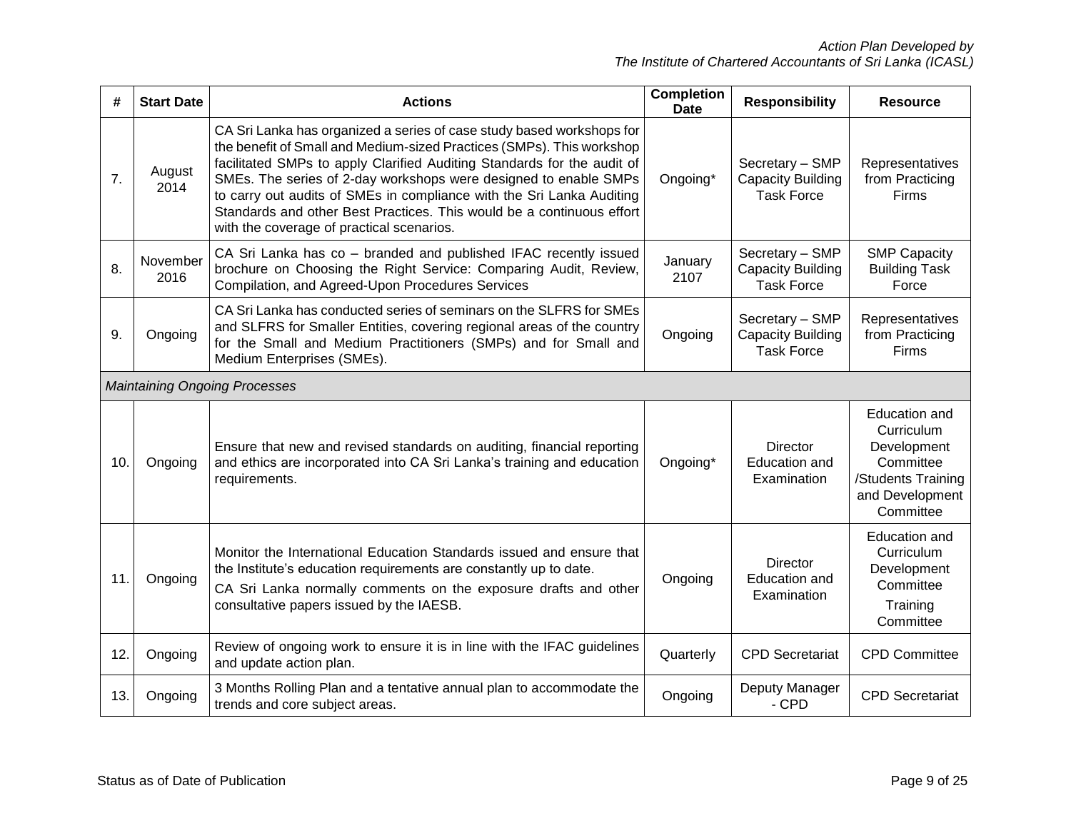| # | Start Date | Actions | Completion Date | Responsibility | Resource |
|---|---|---|---|---|---|
| 7. | August 2014 | CA Sri Lanka has organized a series of case study based workshops for the benefit of Small and Medium-sized Practices (SMPs). This workshop facilitated SMPs to apply Clarified Auditing Standards for the audit of SMEs. The series of 2-day workshops were designed to enable SMPs to carry out audits of SMEs in compliance with the Sri Lanka Auditing Standards and other Best Practices. This would be a continuous effort with the coverage of practical scenarios. | Ongoing* | Secretary – SMP Capacity Building Task Force | Representatives from Practicing Firms |
| 8. | November 2016 | CA Sri Lanka has co – branded and published IFAC recently issued brochure on Choosing the Right Service: Comparing Audit, Review, Compilation, and Agreed-Upon Procedures Services | January 2107 | Secretary – SMP Capacity Building Task Force | SMP Capacity Building Task Force |
| 9. | Ongoing | CA Sri Lanka has conducted series of seminars on the SLFRS for SMEs and SLFRS for Smaller Entities, covering regional areas of the country for the Small and Medium Practitioners (SMPs) and for Small and Medium Enterprises (SMEs). | Ongoing | Secretary – SMP Capacity Building Task Force | Representatives from Practicing Firms |
| *Maintaining Ongoing Processes* | | | | | |
| 10. | Ongoing | Ensure that new and revised standards on auditing, financial reporting and ethics are incorporated into CA Sri Lanka's training and education requirements. | Ongoing* | Director Education and Examination | Education and Curriculum Development Committee /Students Training and Development Committee |
| 11. | Ongoing | Monitor the International Education Standards issued and ensure that the Institute's education requirements are constantly up to date. CA Sri Lanka normally comments on the exposure drafts and other consultative papers issued by the IAESB. | Ongoing | Director Education and Examination | Education and Curriculum Development Committee Training Committee |
| 12. | Ongoing | Review of ongoing work to ensure it is in line with the IFAC guidelines and update action plan. | Quarterly | CPD Secretariat | CPD Committee |
| 13. | Ongoing | 3 Months Rolling Plan and a tentative annual plan to accommodate the trends and core subject areas. | Ongoing | Deputy Manager - CPD | CPD Secretariat |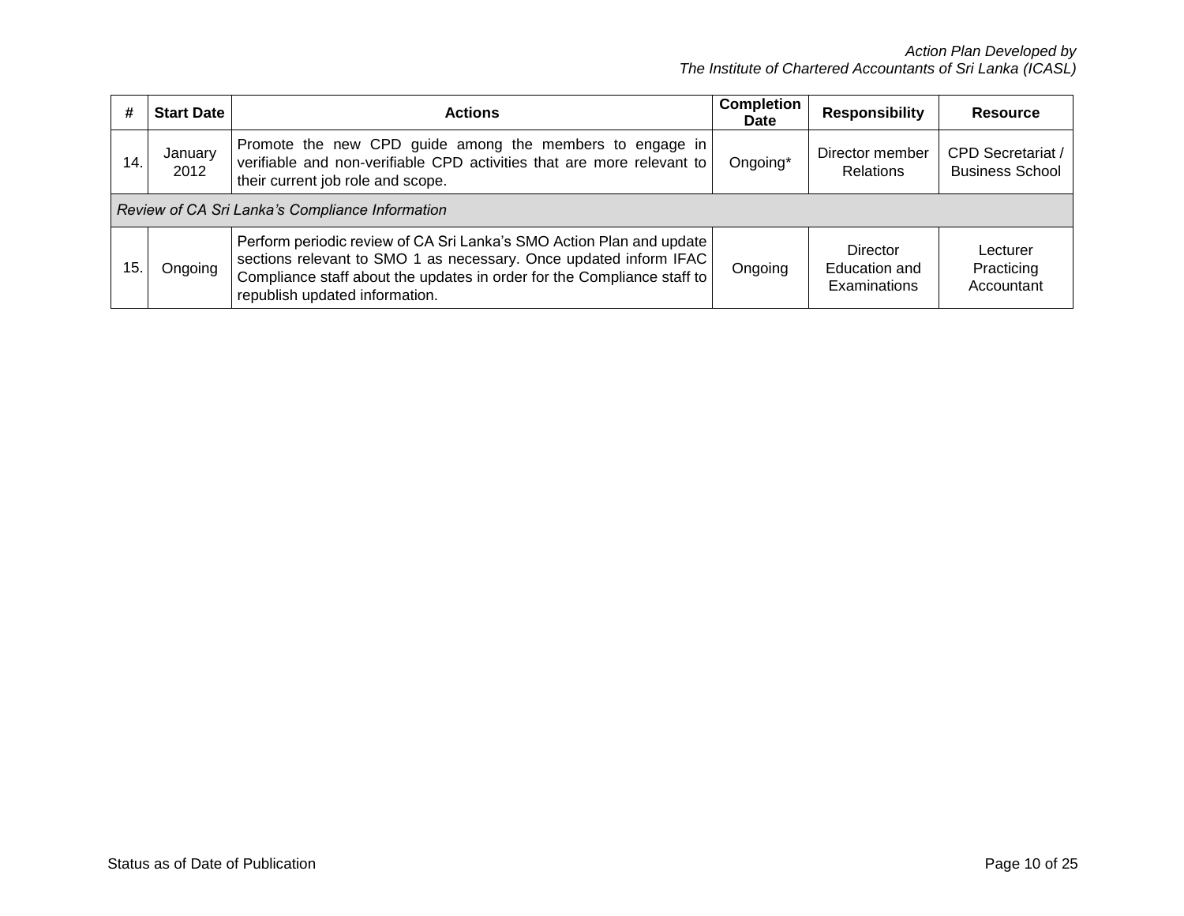| # | Start Date | Actions | Completion Date | Responsibility | Resource |
|---|---|---|---|---|---|
| 14. | January 2012 | Promote the new CPD guide among the members to engage in verifiable and non-verifiable CPD activities that are more relevant to their current job role and scope. | Ongoing* | Director member Relations | CPD Secretariat / Business School |
| *Review of CA Sri Lanka's Compliance Information* | | | | | |
| 15. | Ongoing | Perform periodic review of CA Sri Lanka's SMO Action Plan and update sections relevant to SMO 1 as necessary. Once updated inform IFAC Compliance staff about the updates in order for the Compliance staff to republish updated information. | Ongoing | Director Education and Examinations | Lecturer Practicing Accountant |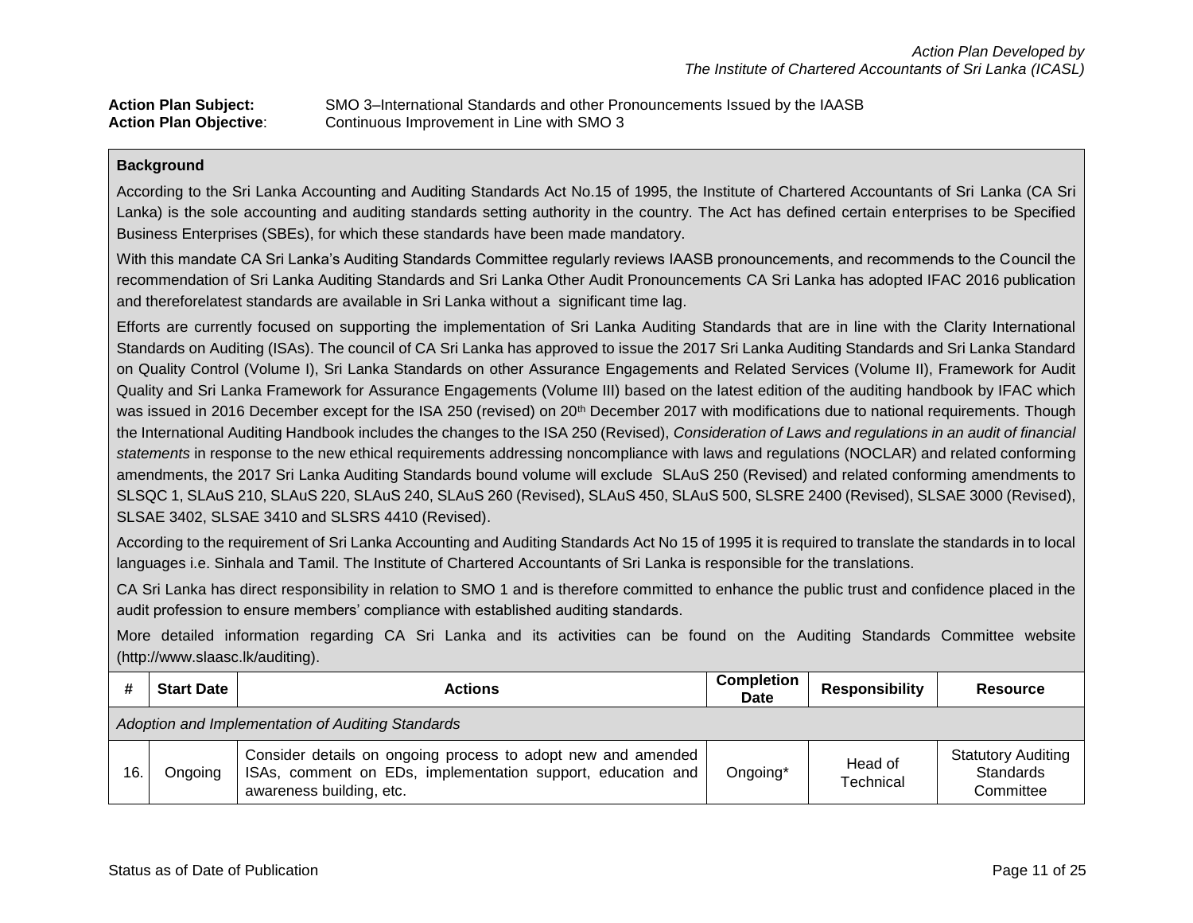*Action Plan Developed by*
*The Institute of Chartered Accountants of Sri Lanka (ICASL)*

**Action Plan Subject:** SMO 3–International Standards and other Pronouncements Issued by the IAASB
**Action Plan Objective**: Continuous Improvement in Line with SMO 3

**Background**

According to the Sri Lanka Accounting and Auditing Standards Act No.15 of 1995, the Institute of Chartered Accountants of Sri Lanka (CA Sri Lanka) is the sole accounting and auditing standards setting authority in the country. The Act has defined certain enterprises to be Specified Business Enterprises (SBEs), for which these standards have been made mandatory.

With this mandate CA Sri Lanka's Auditing Standards Committee regularly reviews IAASB pronouncements, and recommends to the Council the recommendation of Sri Lanka Auditing Standards and Sri Lanka Other Audit Pronouncements CA Sri Lanka has adopted IFAC 2016 publication and thereforelatest standards are available in Sri Lanka without a significant time lag.

Efforts are currently focused on supporting the implementation of Sri Lanka Auditing Standards that are in line with the Clarity International Standards on Auditing (ISAs). The council of CA Sri Lanka has approved to issue the 2017 Sri Lanka Auditing Standards and Sri Lanka Standard on Quality Control (Volume I), Sri Lanka Standards on other Assurance Engagements and Related Services (Volume II), Framework for Audit Quality and Sri Lanka Framework for Assurance Engagements (Volume III) based on the latest edition of the auditing handbook by IFAC which was issued in 2016 December except for the ISA 250 (revised) on 20th December 2017 with modifications due to national requirements. Though the International Auditing Handbook includes the changes to the ISA 250 (Revised), *Consideration of Laws and regulations in an audit of financial statements* in response to the new ethical requirements addressing noncompliance with laws and regulations (NOCLAR) and related conforming amendments, the 2017 Sri Lanka Auditing Standards bound volume will exclude SLAuS 250 (Revised) and related conforming amendments to SLSQC 1, SLAuS 210, SLAuS 220, SLAuS 240, SLAuS 260 (Revised), SLAuS 450, SLAuS 500, SLSRE 2400 (Revised), SLSAE 3000 (Revised), SLSAE 3402, SLSAE 3410 and SLSRS 4410 (Revised).

According to the requirement of Sri Lanka Accounting and Auditing Standards Act No 15 of 1995 it is required to translate the standards in to local languages i.e. Sinhala and Tamil. The Institute of Chartered Accountants of Sri Lanka is responsible for the translations.

CA Sri Lanka has direct responsibility in relation to SMO 1 and is therefore committed to enhance the public trust and confidence placed in the audit profession to ensure members' compliance with established auditing standards.

More detailed information regarding CA Sri Lanka and its activities can be found on the Auditing Standards Committee website (http://www.slaasc.lk/auditing).

| # | Start Date | Actions | Completion Date | Responsibility | Resource |
|---|---|---|---|---|---|
| *Adoption and Implementation of Auditing Standards* | | | | | |
| 16. | Ongoing | Consider details on ongoing process to adopt new and amended ISAs, comment on EDs, implementation support, education and awareness building, etc. | Ongoing* | Head of Technical | Statutory Auditing Standards Committee |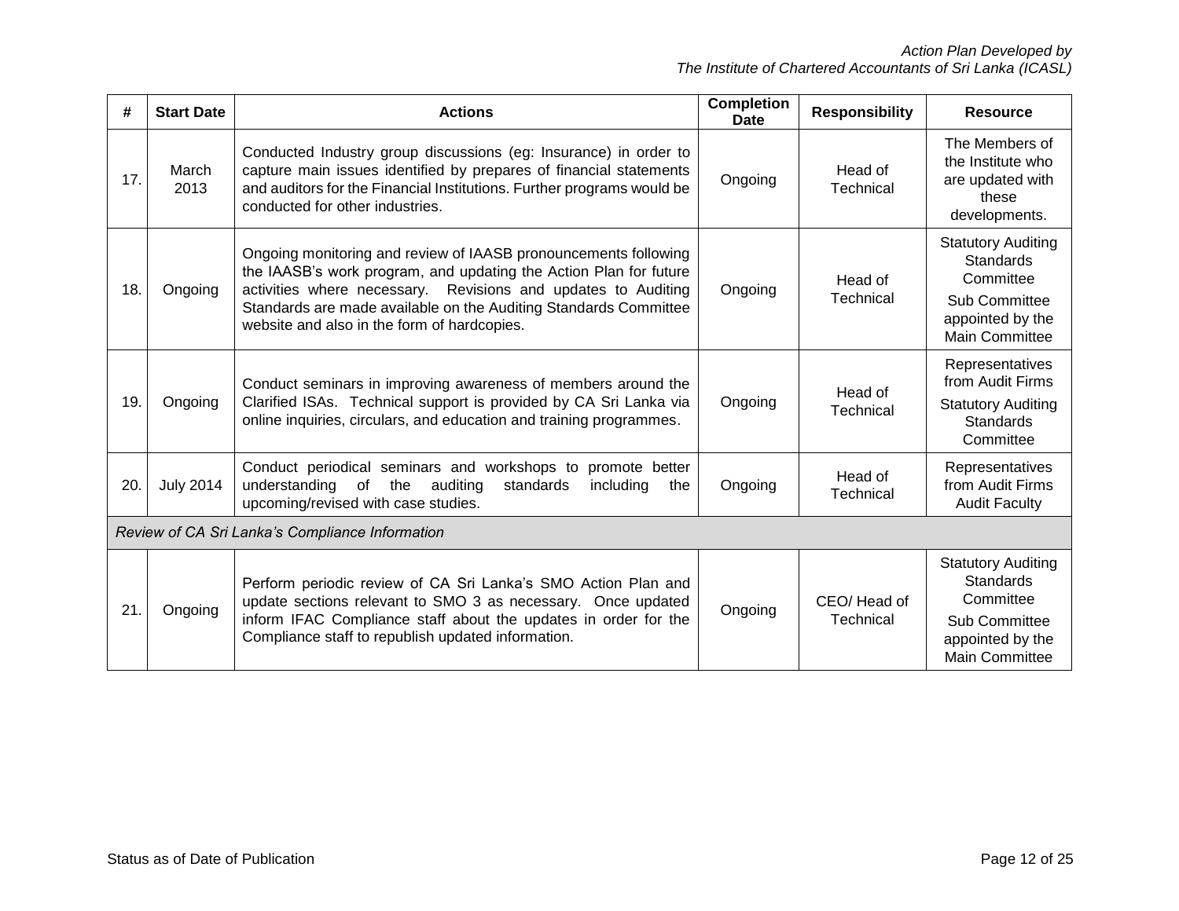| # | Start Date | Actions | Completion Date | Responsibility | Resource |
|---|---|---|---|---|---|
| 17. | March 2013 | Conducted Industry group discussions (eg: Insurance) in order to capture main issues identified by prepares of financial statements and auditors for the Financial Institutions. Further programs would be conducted for other industries. | Ongoing | Head of Technical | The Members of the Institute who are updated with these developments. |
| 18. | Ongoing | Ongoing monitoring and review of IAASB pronouncements following the IAASB's work program, and updating the Action Plan for future activities where necessary. Revisions and updates to Auditing Standards are made available on the Auditing Standards Committee website and also in the form of hardcopies. | Ongoing | Head of Technical | Statutory Auditing Standards Committee<br>Sub Committee appointed by the Main Committee |
| 19. | Ongoing | Conduct seminars in improving awareness of members around the Clarified ISAs. Technical support is provided by CA Sri Lanka via online inquiries, circulars, and education and training programmes. | Ongoing | Head of Technical | Representatives from Audit Firms<br>Statutory Auditing Standards Committee |
| 20. | July 2014 | Conduct periodical seminars and workshops to promote better understanding of the auditing standards including the upcoming/revised with case studies. | Ongoing | Head of Technical | Representatives from Audit Firms Audit Faculty |
| *Review of CA Sri Lanka's Compliance Information* | | | | | |
| 21. | Ongoing | Perform periodic review of CA Sri Lanka's SMO Action Plan and update sections relevant to SMO 3 as necessary. Once updated inform IFAC Compliance staff about the updates in order for the Compliance staff to republish updated information. | Ongoing | CEO/ Head of Technical | Statutory Auditing Standards Committee<br>Sub Committee appointed by the Main Committee |

Status as of Date of Publication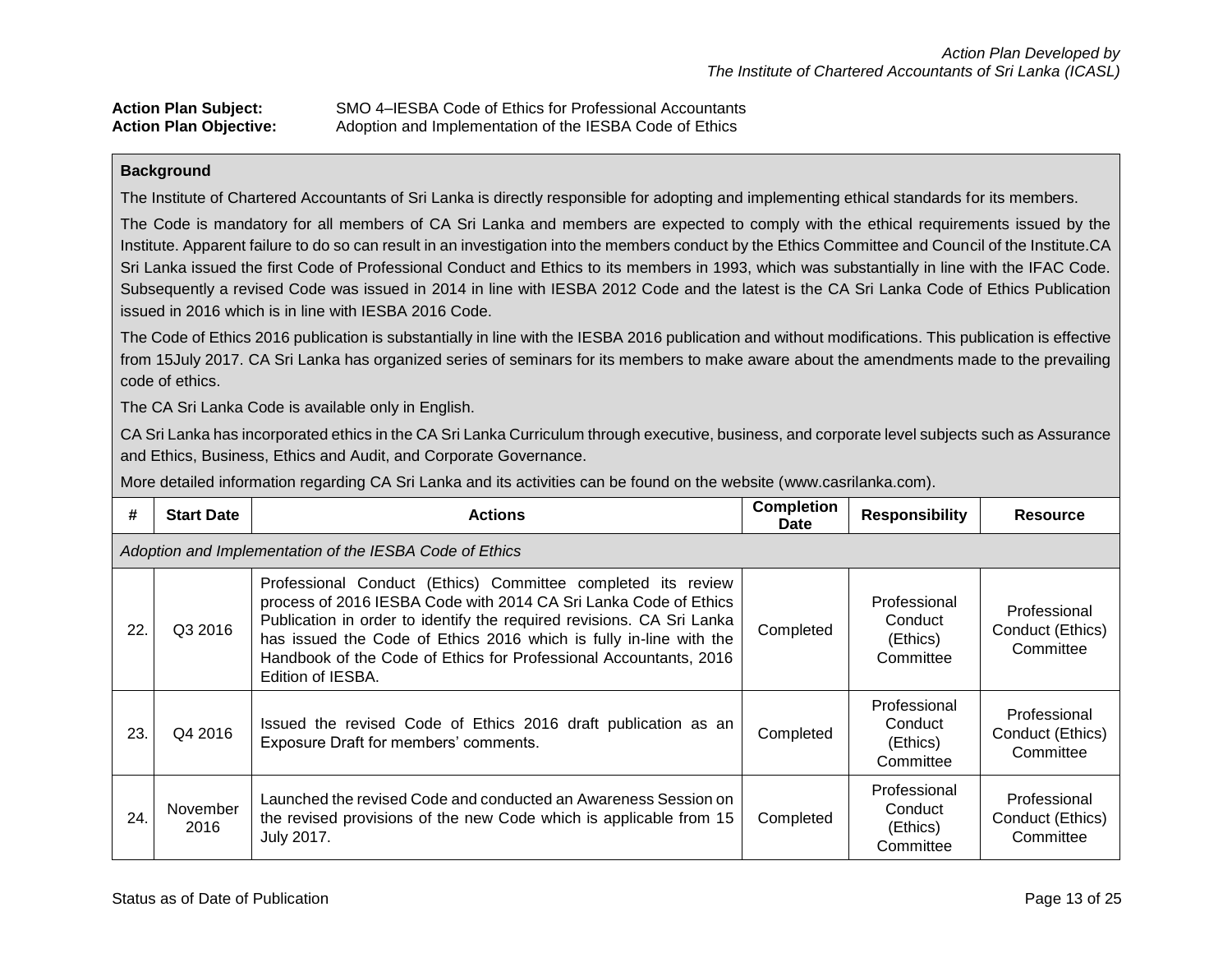*Action Plan Developed by*
*The Institute of Chartered Accountants of Sri Lanka (ICASL)*

**Action Plan Subject:** SMO 4–IESBA Code of Ethics for Professional Accountants
**Action Plan Objective:** Adoption and Implementation of the IESBA Code of Ethics

**Background**

The Institute of Chartered Accountants of Sri Lanka is directly responsible for adopting and implementing ethical standards for its members.

The Code is mandatory for all members of CA Sri Lanka and members are expected to comply with the ethical requirements issued by the Institute. Apparent failure to do so can result in an investigation into the members conduct by the Ethics Committee and Council of the Institute.CA Sri Lanka issued the first Code of Professional Conduct and Ethics to its members in 1993, which was substantially in line with the IFAC Code. Subsequently a revised Code was issued in 2014 in line with IESBA 2012 Code and the latest is the CA Sri Lanka Code of Ethics Publication issued in 2016 which is in line with IESBA 2016 Code.

The Code of Ethics 2016 publication is substantially in line with the IESBA 2016 publication and without modifications. This publication is effective from 15July 2017. CA Sri Lanka has organized series of seminars for its members to make aware about the amendments made to the prevailing code of ethics.

The CA Sri Lanka Code is available only in English.

CA Sri Lanka has incorporated ethics in the CA Sri Lanka Curriculum through executive, business, and corporate level subjects such as Assurance and Ethics, Business, Ethics and Audit, and Corporate Governance.

More detailed information regarding CA Sri Lanka and its activities can be found on the website (www.casrilanka.com).

| # | Start Date | Actions | Completion Date | Responsibility | Resource |
|---|---|---|---|---|---|
| *Adoption and Implementation of the IESBA Code of Ethics* | | | | | |
| 22. | Q3 2016 | Professional Conduct (Ethics) Committee completed its review process of 2016 IESBA Code with 2014 CA Sri Lanka Code of Ethics Publication in order to identify the required revisions. CA Sri Lanka has issued the Code of Ethics 2016 which is fully in-line with the Handbook of the Code of Ethics for Professional Accountants, 2016 Edition of IESBA. | Completed | Professional Conduct (Ethics) Committee | Professional Conduct (Ethics) Committee |
| 23. | Q4 2016 | Issued the revised Code of Ethics 2016 draft publication as an Exposure Draft for members' comments. | Completed | Professional Conduct (Ethics) Committee | Professional Conduct (Ethics) Committee |
| 24. | November 2016 | Launched the revised Code and conducted an Awareness Session on the revised provisions of the new Code which is applicable from 15 July 2017. | Completed | Professional Conduct (Ethics) Committee | Professional Conduct (Ethics) Committee |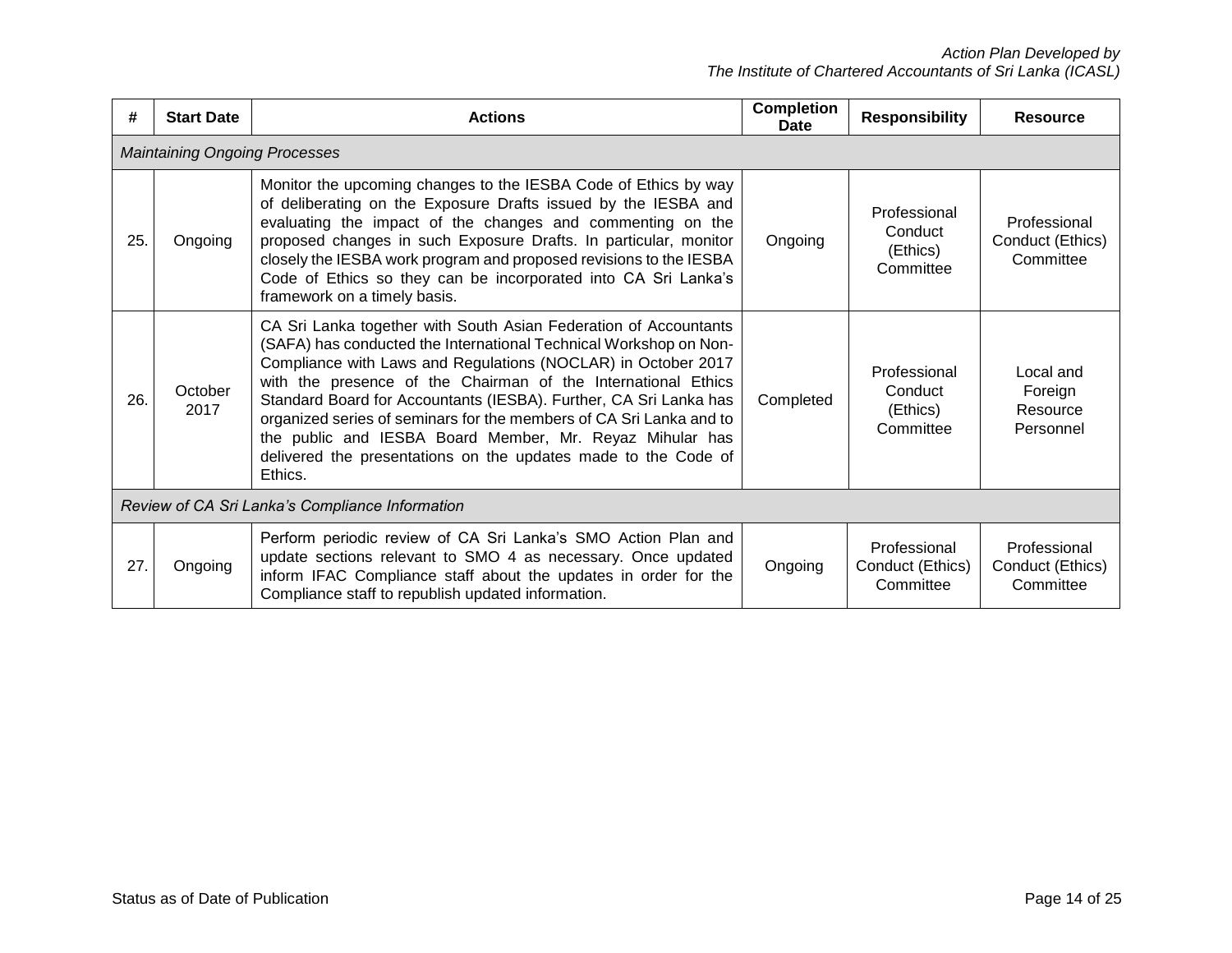| # | Start Date | Actions | Completion Date | Responsibility | Resource |
|---|---|---|---|---|---|
| *Maintaining Ongoing Processes* | | | | | |
| 25. | Ongoing | Monitor the upcoming changes to the IESBA Code of Ethics by way of deliberating on the Exposure Drafts issued by the IESBA and evaluating the impact of the changes and commenting on the proposed changes in such Exposure Drafts. In particular, monitor closely the IESBA work program and proposed revisions to the IESBA Code of Ethics so they can be incorporated into CA Sri Lanka's framework on a timely basis. | Ongoing | Professional Conduct (Ethics) Committee | Professional Conduct (Ethics) Committee |
| 26. | October 2017 | CA Sri Lanka together with South Asian Federation of Accountants (SAFA) has conducted the International Technical Workshop on Non-Compliance with Laws and Regulations (NOCLAR) in October 2017 with the presence of the Chairman of the International Ethics Standard Board for Accountants (IESBA). Further, CA Sri Lanka has organized series of seminars for the members of CA Sri Lanka and to the public and IESBA Board Member, Mr. Reyaz Mihular has delivered the presentations on the updates made to the Code of Ethics. | Completed | Professional Conduct (Ethics) Committee | Local and Foreign Resource Personnel |
| *Review of CA Sri Lanka's Compliance Information* | | | | | |
| 27. | Ongoing | Perform periodic review of CA Sri Lanka's SMO Action Plan and update sections relevant to SMO 4 as necessary. Once updated inform IFAC Compliance staff about the updates in order for the Compliance staff to republish updated information. | Ongoing | Professional Conduct (Ethics) Committee | Professional Conduct (Ethics) Committee |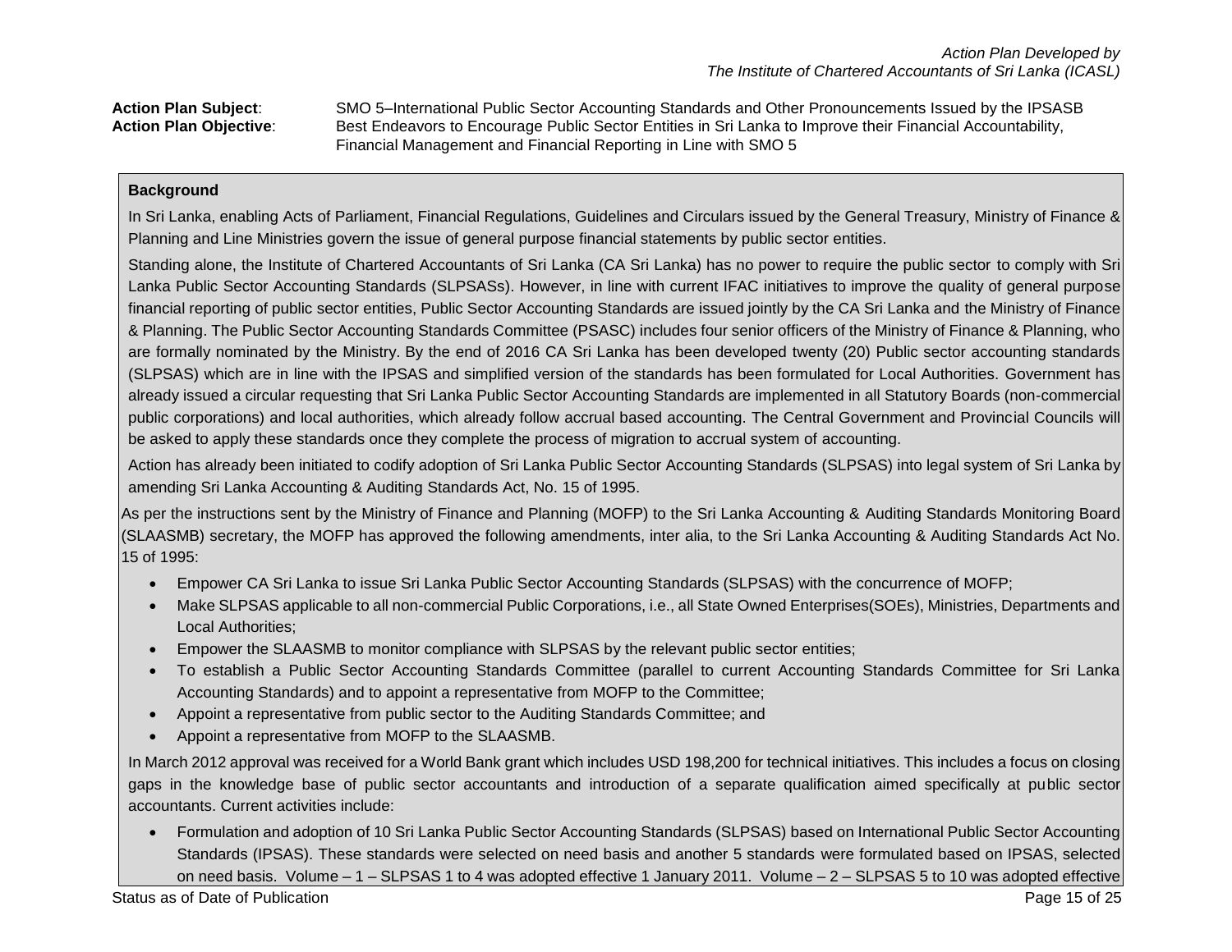**Action Plan Subject**: SMO 5–International Public Sector Accounting Standards and Other Pronouncements Issued by the IPSASB

**Action Plan Objective**: Best Endeavors to Encourage Public Sector Entities in Sri Lanka to Improve their Financial Accountability, Financial Management and Financial Reporting in Line with SMO 5

**Background**

In Sri Lanka, enabling Acts of Parliament, Financial Regulations, Guidelines and Circulars issued by the General Treasury, Ministry of Finance & Planning and Line Ministries govern the issue of general purpose financial statements by public sector entities.

Standing alone, the Institute of Chartered Accountants of Sri Lanka (CA Sri Lanka) has no power to require the public sector to comply with Sri Lanka Public Sector Accounting Standards (SLPSASs). However, in line with current IFAC initiatives to improve the quality of general purpose financial reporting of public sector entities, Public Sector Accounting Standards are issued jointly by the CA Sri Lanka and the Ministry of Finance & Planning. The Public Sector Accounting Standards Committee (PSASC) includes four senior officers of the Ministry of Finance & Planning, who are formally nominated by the Ministry. By the end of 2016 CA Sri Lanka has been developed twenty (20) Public sector accounting standards (SLPSAS) which are in line with the IPSAS and simplified version of the standards has been formulated for Local Authorities. Government has already issued a circular requesting that Sri Lanka Public Sector Accounting Standards are implemented in all Statutory Boards (non-commercial public corporations) and local authorities, which already follow accrual based accounting. The Central Government and Provincial Councils will be asked to apply these standards once they complete the process of migration to accrual system of accounting.

Action has already been initiated to codify adoption of Sri Lanka Public Sector Accounting Standards (SLPSAS) into legal system of Sri Lanka by amending Sri Lanka Accounting & Auditing Standards Act, No. 15 of 1995.

As per the instructions sent by the Ministry of Finance and Planning (MOFP) to the Sri Lanka Accounting & Auditing Standards Monitoring Board (SLAASMB) secretary, the MOFP has approved the following amendments, inter alia, to the Sri Lanka Accounting & Auditing Standards Act No. 15 of 1995:

- Empower CA Sri Lanka to issue Sri Lanka Public Sector Accounting Standards (SLPSAS) with the concurrence of MOFP;
- Make SLPSAS applicable to all non-commercial Public Corporations, i.e., all State Owned Enterprises(SOEs), Ministries, Departments and Local Authorities;
- Empower the SLAASMB to monitor compliance with SLPSAS by the relevant public sector entities;
- To establish a Public Sector Accounting Standards Committee (parallel to current Accounting Standards Committee for Sri Lanka Accounting Standards) and to appoint a representative from MOFP to the Committee;
- Appoint a representative from public sector to the Auditing Standards Committee; and
- Appoint a representative from MOFP to the SLAASMB.

In March 2012 approval was received for a World Bank grant which includes USD 198,200 for technical initiatives. This includes a focus on closing gaps in the knowledge base of public sector accountants and introduction of a separate qualification aimed specifically at public sector accountants. Current activities include:

- Formulation and adoption of 10 Sri Lanka Public Sector Accounting Standards (SLPSAS) based on International Public Sector Accounting Standards (IPSAS). These standards were selected on need basis and another 5 standards were formulated based on IPSAS, selected on need basis. Volume – 1 – SLPSAS 1 to 4 was adopted effective 1 January 2011. Volume – 2 – SLPSAS 5 to 10 was adopted effective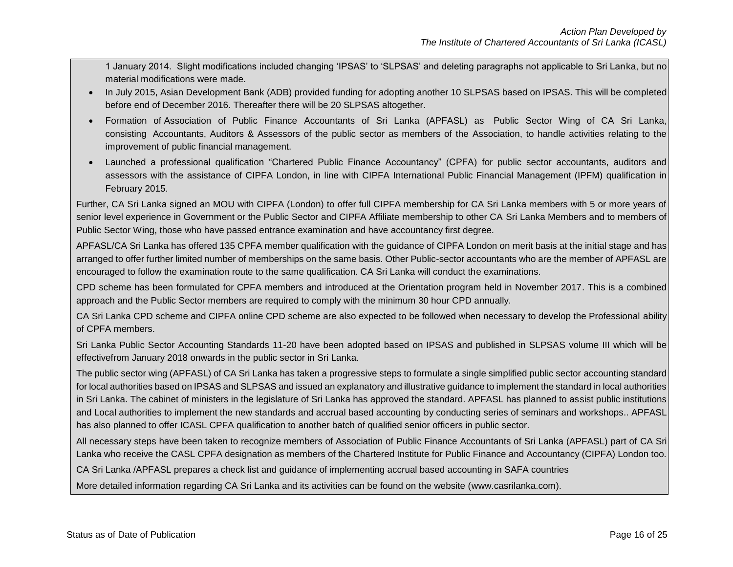1 January 2014. Slight modifications included changing 'IPSAS' to 'SLPSAS' and deleting paragraphs not applicable to Sri Lanka, but no material modifications were made.

- In July 2015, Asian Development Bank (ADB) provided funding for adopting another 10 SLPSAS based on IPSAS. This will be completed before end of December 2016. Thereafter there will be 20 SLPSAS altogether.
- Formation of Association of Public Finance Accountants of Sri Lanka (APFASL) as Public Sector Wing of CA Sri Lanka, consisting Accountants, Auditors & Assessors of the public sector as members of the Association, to handle activities relating to the improvement of public financial management.
- Launched a professional qualification "Chartered Public Finance Accountancy" (CPFA) for public sector accountants, auditors and assessors with the assistance of CIPFA London, in line with CIPFA International Public Financial Management (IPFM) qualification in February 2015.

Further, CA Sri Lanka signed an MOU with CIPFA (London) to offer full CIPFA membership for CA Sri Lanka members with 5 or more years of senior level experience in Government or the Public Sector and CIPFA Affiliate membership to other CA Sri Lanka Members and to members of Public Sector Wing, those who have passed entrance examination and have accountancy first degree.

APFASL/CA Sri Lanka has offered 135 CPFA member qualification with the guidance of CIPFA London on merit basis at the initial stage and has arranged to offer further limited number of memberships on the same basis. Other Public-sector accountants who are the member of APFASL are encouraged to follow the examination route to the same qualification. CA Sri Lanka will conduct the examinations.

CPD scheme has been formulated for CPFA members and introduced at the Orientation program held in November 2017. This is a combined approach and the Public Sector members are required to comply with the minimum 30 hour CPD annually.

CA Sri Lanka CPD scheme and CIPFA online CPD scheme are also expected to be followed when necessary to develop the Professional ability of CPFA members.

Sri Lanka Public Sector Accounting Standards 11-20 have been adopted based on IPSAS and published in SLPSAS volume III which will be effectivefrom January 2018 onwards in the public sector in Sri Lanka.

The public sector wing (APFASL) of CA Sri Lanka has taken a progressive steps to formulate a single simplified public sector accounting standard for local authorities based on IPSAS and SLPSAS and issued an explanatory and illustrative guidance to implement the standard in local authorities in Sri Lanka. The cabinet of ministers in the legislature of Sri Lanka has approved the standard. APFASL has planned to assist public institutions and Local authorities to implement the new standards and accrual based accounting by conducting series of seminars and workshops.. APFASL has also planned to offer ICASL CPFA qualification to another batch of qualified senior officers in public sector.

All necessary steps have been taken to recognize members of Association of Public Finance Accountants of Sri Lanka (APFASL) part of CA Sri Lanka who receive the CASL CPFA designation as members of the Chartered Institute for Public Finance and Accountancy (CIPFA) London too.

CA Sri Lanka /APFASL prepares a check list and guidance of implementing accrual based accounting in SAFA countries

More detailed information regarding CA Sri Lanka and its activities can be found on the website (www.casrilanka.com).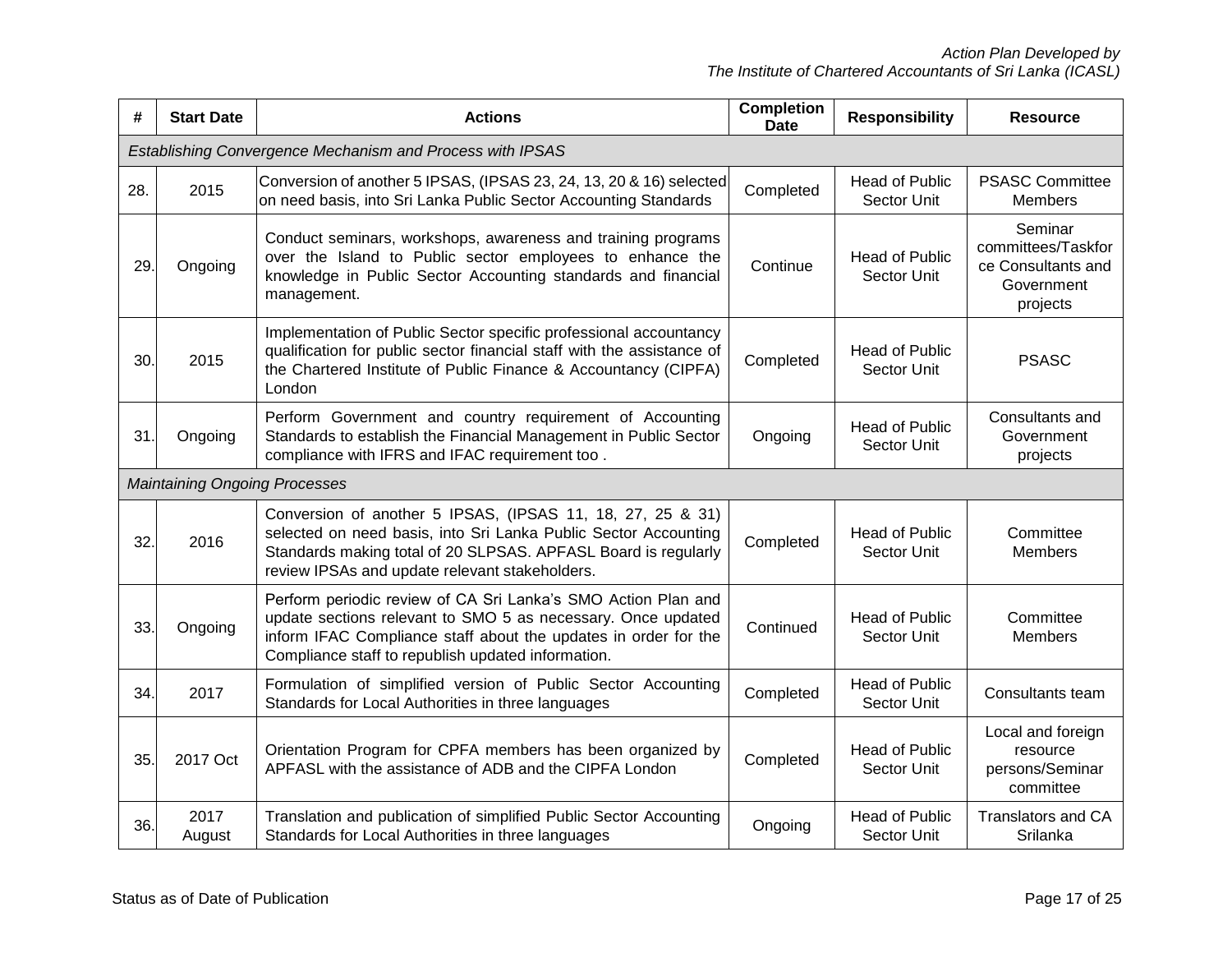| # | Start Date | Actions | Completion Date | Responsibility | Resource |
|---|---|---|---|---|---|
| *Establishing Convergence Mechanism and Process with IPSAS* | | | | | |
| 28. | 2015 | Conversion of another 5 IPSAS, (IPSAS 23, 24, 13, 20 & 16) selected on need basis, into Sri Lanka Public Sector Accounting Standards | Completed | Head of Public Sector Unit | PSASC Committee Members |
| 29. | Ongoing | Conduct seminars, workshops, awareness and training programs over the Island to Public sector employees to enhance the knowledge in Public Sector Accounting standards and financial management. | Continue | Head of Public Sector Unit | Seminar committees/Taskforce Consultants and Government projects |
| 30. | 2015 | Implementation of Public Sector specific professional accountancy qualification for public sector financial staff with the assistance of the Chartered Institute of Public Finance & Accountancy (CIPFA) London | Completed | Head of Public Sector Unit | PSASC |
| 31. | Ongoing | Perform Government and country requirement of Accounting Standards to establish the Financial Management in Public Sector compliance with IFRS and IFAC requirement too . | Ongoing | Head of Public Sector Unit | Consultants and Government projects |
| *Maintaining Ongoing Processes* | | | | | |
| 32. | 2016 | Conversion of another 5 IPSAS, (IPSAS 11, 18, 27, 25 & 31) selected on need basis, into Sri Lanka Public Sector Accounting Standards making total of 20 SLPSAS. APFASL Board is regularly review IPSAs and update relevant stakeholders. | Completed | Head of Public Sector Unit | Committee Members |
| 33. | Ongoing | Perform periodic review of CA Sri Lanka's SMO Action Plan and update sections relevant to SMO 5 as necessary. Once updated inform IFAC Compliance staff about the updates in order for the Compliance staff to republish updated information. | Continued | Head of Public Sector Unit | Committee Members |
| 34. | 2017 | Formulation of simplified version of Public Sector Accounting Standards for Local Authorities in three languages | Completed | Head of Public Sector Unit | Consultants team |
| 35. | 2017 Oct | Orientation Program for CPFA members has been organized by APFASL with the assistance of ADB and the CIPFA London | Completed | Head of Public Sector Unit | Local and foreign resource persons/Seminar committee |
| 36. | 2017 August | Translation and publication of simplified Public Sector Accounting Standards for Local Authorities in three languages | Ongoing | Head of Public Sector Unit | Translators and CA Srilanka |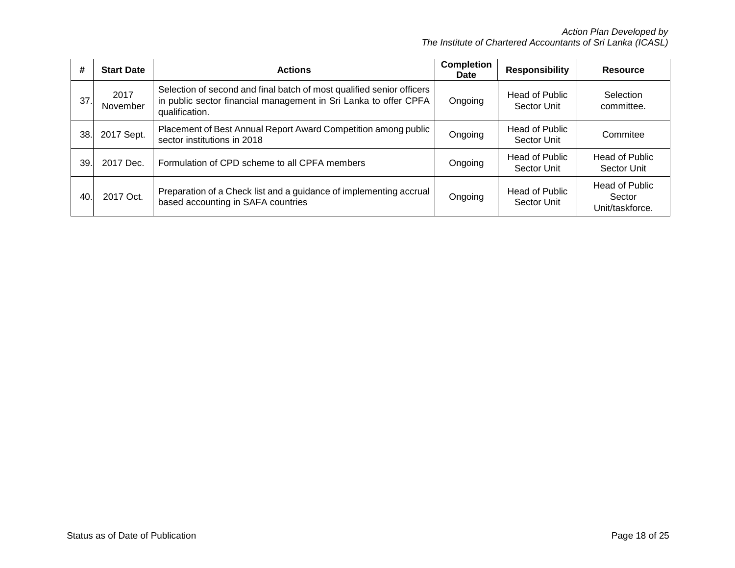| # | Start Date | Actions | Completion Date | Responsibility | Resource |
|---|---|---|---|---|---|
| 37. | 2017 November | Selection of second and final batch of most qualified senior officers in public sector financial management in Sri Lanka to offer CPFA qualification. | Ongoing | Head of Public Sector Unit | Selection committee. |
| 38. | 2017 Sept. | Placement of Best Annual Report Award Competition among public sector institutions in 2018 | Ongoing | Head of Public Sector Unit | Commitee |
| 39. | 2017 Dec. | Formulation of CPD scheme to all CPFA members | Ongoing | Head of Public Sector Unit | Head of Public Sector Unit |
| 40. | 2017 Oct. | Preparation of a Check list and a guidance of implementing accrual based accounting in SAFA countries | Ongoing | Head of Public Sector Unit | Head of Public Sector Unit/taskforce. |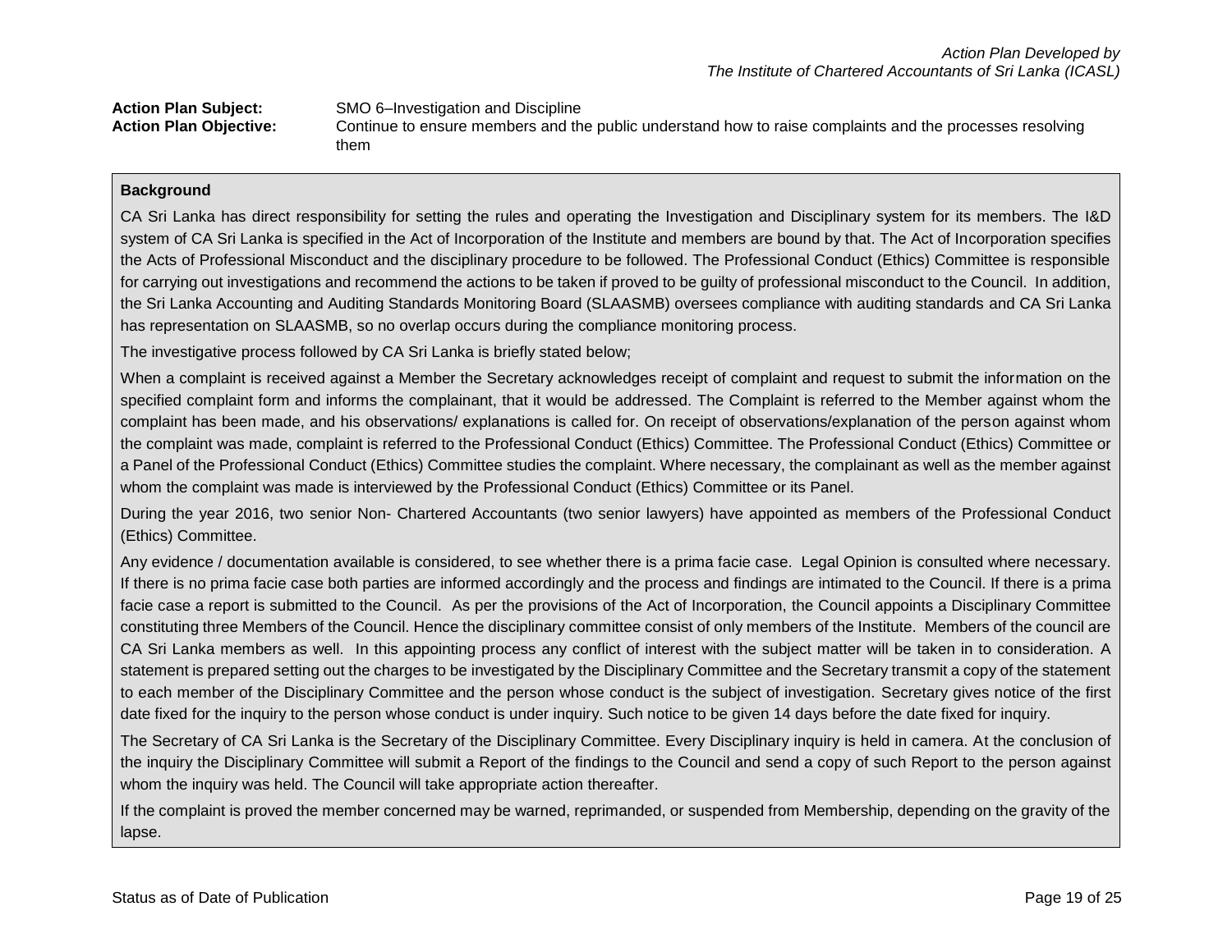*Action Plan Developed by*
*The Institute of Chartered Accountants of Sri Lanka (ICASL)*

**Action Plan Subject:** SMO 6–Investigation and Discipline

**Action Plan Objective:** Continue to ensure members and the public understand how to raise complaints and the processes resolving them

**Background**

CA Sri Lanka has direct responsibility for setting the rules and operating the Investigation and Disciplinary system for its members. The I&D system of CA Sri Lanka is specified in the Act of Incorporation of the Institute and members are bound by that. The Act of Incorporation specifies the Acts of Professional Misconduct and the disciplinary procedure to be followed. The Professional Conduct (Ethics) Committee is responsible for carrying out investigations and recommend the actions to be taken if proved to be guilty of professional misconduct to the Council. In addition, the Sri Lanka Accounting and Auditing Standards Monitoring Board (SLAASMB) oversees compliance with auditing standards and CA Sri Lanka has representation on SLAASMB, so no overlap occurs during the compliance monitoring process.

The investigative process followed by CA Sri Lanka is briefly stated below;

When a complaint is received against a Member the Secretary acknowledges receipt of complaint and request to submit the information on the specified complaint form and informs the complainant, that it would be addressed. The Complaint is referred to the Member against whom the complaint has been made, and his observations/ explanations is called for. On receipt of observations/explanation of the person against whom the complaint was made, complaint is referred to the Professional Conduct (Ethics) Committee. The Professional Conduct (Ethics) Committee or a Panel of the Professional Conduct (Ethics) Committee studies the complaint. Where necessary, the complainant as well as the member against whom the complaint was made is interviewed by the Professional Conduct (Ethics) Committee or its Panel.

During the year 2016, two senior Non- Chartered Accountants (two senior lawyers) have appointed as members of the Professional Conduct (Ethics) Committee.

Any evidence / documentation available is considered, to see whether there is a prima facie case. Legal Opinion is consulted where necessary. If there is no prima facie case both parties are informed accordingly and the process and findings are intimated to the Council. If there is a prima facie case a report is submitted to the Council. As per the provisions of the Act of Incorporation, the Council appoints a Disciplinary Committee constituting three Members of the Council. Hence the disciplinary committee consist of only members of the Institute. Members of the council are CA Sri Lanka members as well. In this appointing process any conflict of interest with the subject matter will be taken in to consideration. A statement is prepared setting out the charges to be investigated by the Disciplinary Committee and the Secretary transmit a copy of the statement to each member of the Disciplinary Committee and the person whose conduct is the subject of investigation. Secretary gives notice of the first date fixed for the inquiry to the person whose conduct is under inquiry. Such notice to be given 14 days before the date fixed for inquiry.

The Secretary of CA Sri Lanka is the Secretary of the Disciplinary Committee. Every Disciplinary inquiry is held in camera. At the conclusion of the inquiry the Disciplinary Committee will submit a Report of the findings to the Council and send a copy of such Report to the person against whom the inquiry was held. The Council will take appropriate action thereafter.

If the complaint is proved the member concerned may be warned, reprimanded, or suspended from Membership, depending on the gravity of the lapse.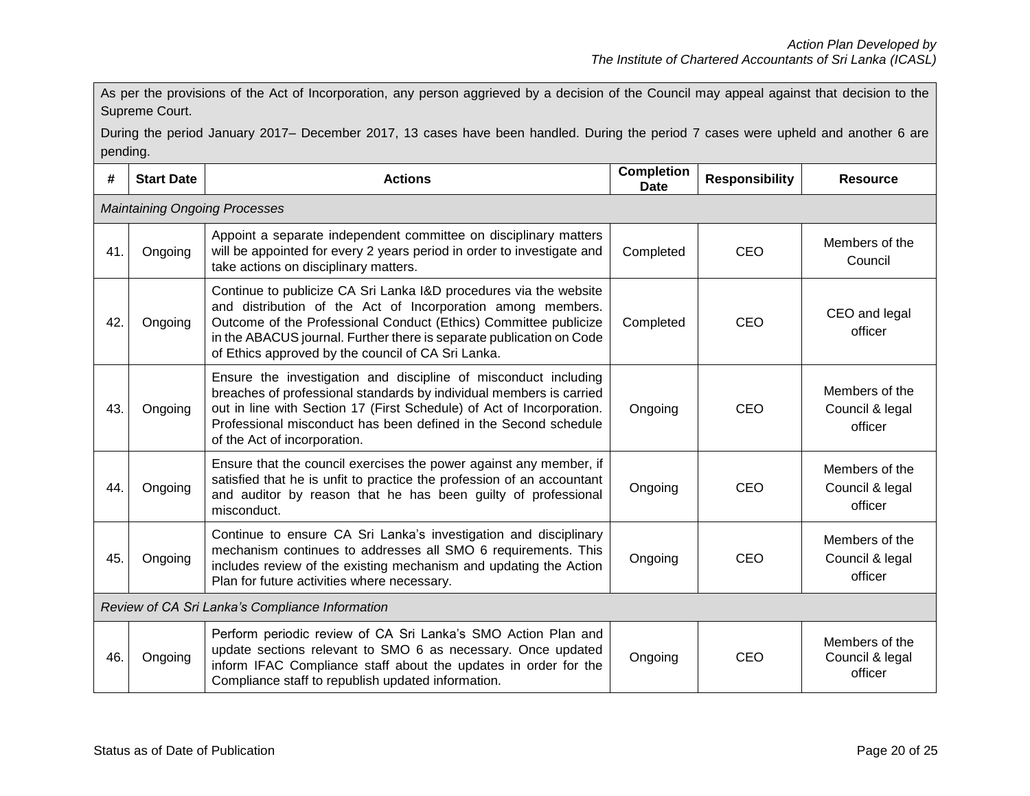As per the provisions of the Act of Incorporation, any person aggrieved by a decision of the Council may appeal against that decision to the Supreme Court.

During the period January 2017– December 2017, 13 cases have been handled. During the period 7 cases were upheld and another 6 are pending.

| # | Start Date | Actions | Completion Date | Responsibility | Resource |
|---|---|---|---|---|---|
| *Maintaining Ongoing Processes* | | | | | |
| 41. | Ongoing | Appoint a separate independent committee on disciplinary matters will be appointed for every 2 years period in order to investigate and take actions on disciplinary matters. | Completed | CEO | Members of the Council |
| 42. | Ongoing | Continue to publicize CA Sri Lanka I&D procedures via the website and distribution of the Act of Incorporation among members. Outcome of the Professional Conduct (Ethics) Committee publicize in the ABACUS journal. Further there is separate publication on Code of Ethics approved by the council of CA Sri Lanka. | Completed | CEO | CEO and legal officer |
| 43. | Ongoing | Ensure the investigation and discipline of misconduct including breaches of professional standards by individual members is carried out in line with Section 17 (First Schedule) of Act of Incorporation. Professional misconduct has been defined in the Second schedule of the Act of incorporation. | Ongoing | CEO | Members of the Council & legal officer |
| 44. | Ongoing | Ensure that the council exercises the power against any member, if satisfied that he is unfit to practice the profession of an accountant and auditor by reason that he has been guilty of professional misconduct. | Ongoing | CEO | Members of the Council & legal officer |
| 45. | Ongoing | Continue to ensure CA Sri Lanka's investigation and disciplinary mechanism continues to addresses all SMO 6 requirements. This includes review of the existing mechanism and updating the Action Plan for future activities where necessary. | Ongoing | CEO | Members of the Council & legal officer |
| *Review of CA Sri Lanka's Compliance Information* | | | | | |
| 46. | Ongoing | Perform periodic review of CA Sri Lanka's SMO Action Plan and update sections relevant to SMO 6 as necessary. Once updated inform IFAC Compliance staff about the updates in order for the Compliance staff to republish updated information. | Ongoing | CEO | Members of the Council & legal officer |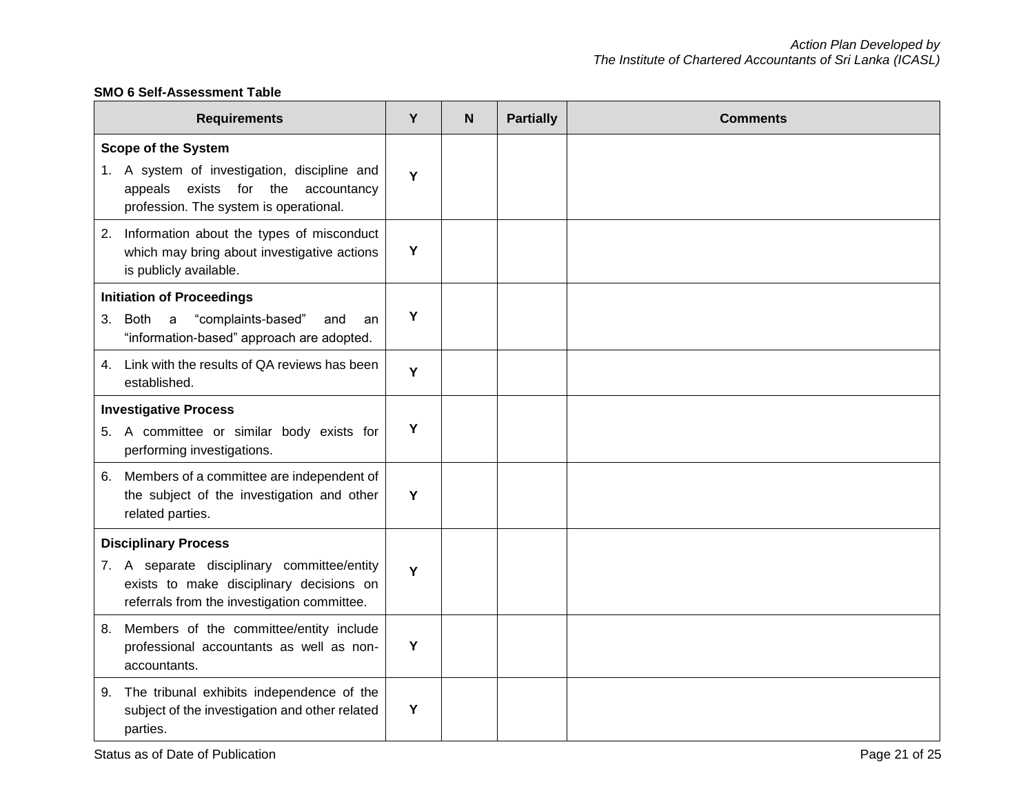**SMO 6 Self-Assessment Table**

| Requirements | Y | N | Partially | Comments |
|---|---|---|---|---|
| **Scope of the System**<br>1. A system of investigation, discipline and appeals exists for the accountancy profession. The system is operational. | Y | | | |
| 2. Information about the types of misconduct which may bring about investigative actions is publicly available. | Y | | | |
| **Initiation of Proceedings**<br>3. Both a "complaints-based" and an "information-based" approach are adopted. | Y | | | |
| 4. Link with the results of QA reviews has been established. | Y | | | |
| **Investigative Process**<br>5. A committee or similar body exists for performing investigations. | Y | | | |
| 6. Members of a committee are independent of the subject of the investigation and other related parties. | Y | | | |
| **Disciplinary Process**<br>7. A separate disciplinary committee/entity exists to make disciplinary decisions on referrals from the investigation committee. | Y | | | |
| 8. Members of the committee/entity include professional accountants as well as non-accountants. | Y | | | |
| 9. The tribunal exhibits independence of the subject of the investigation and other related parties. | Y | | | |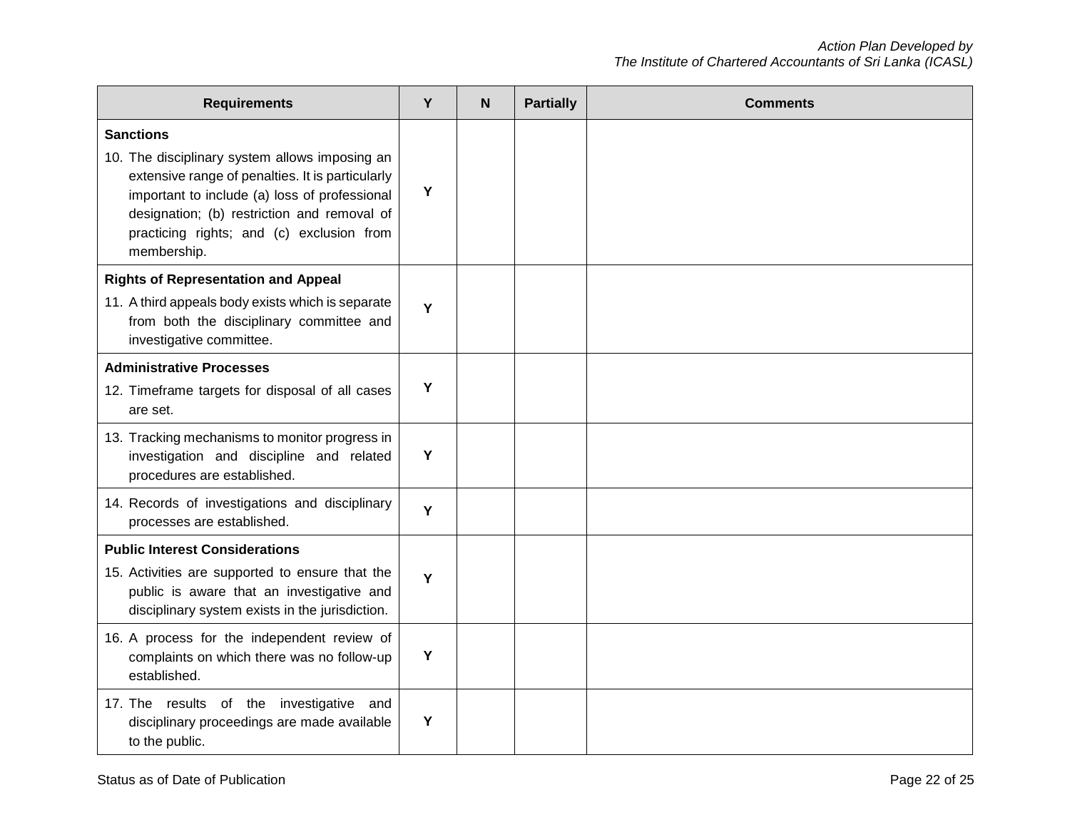| Requirements | Y | N | Partially | Comments |
|---|---|---|---|---|
| **Sanctions**<br>10. The disciplinary system allows imposing an extensive range of penalties. It is particularly important to include (a) loss of professional designation; (b) restriction and removal of practicing rights; and (c) exclusion from membership. | Y | | | |
| **Rights of Representation and Appeal**<br>11. A third appeals body exists which is separate from both the disciplinary committee and investigative committee. | Y | | | |
| **Administrative Processes**<br>12. Timeframe targets for disposal of all cases are set. | Y | | | |
| 13. Tracking mechanisms to monitor progress in investigation and discipline and related procedures are established. | Y | | | |
| 14. Records of investigations and disciplinary processes are established. | Y | | | |
| **Public Interest Considerations**<br>15. Activities are supported to ensure that the public is aware that an investigative and disciplinary system exists in the jurisdiction. | Y | | | |
| 16. A process for the independent review of complaints on which there was no follow-up established. | Y | | | |
| 17. The results of the investigative and disciplinary proceedings are made available to the public. | Y | | | |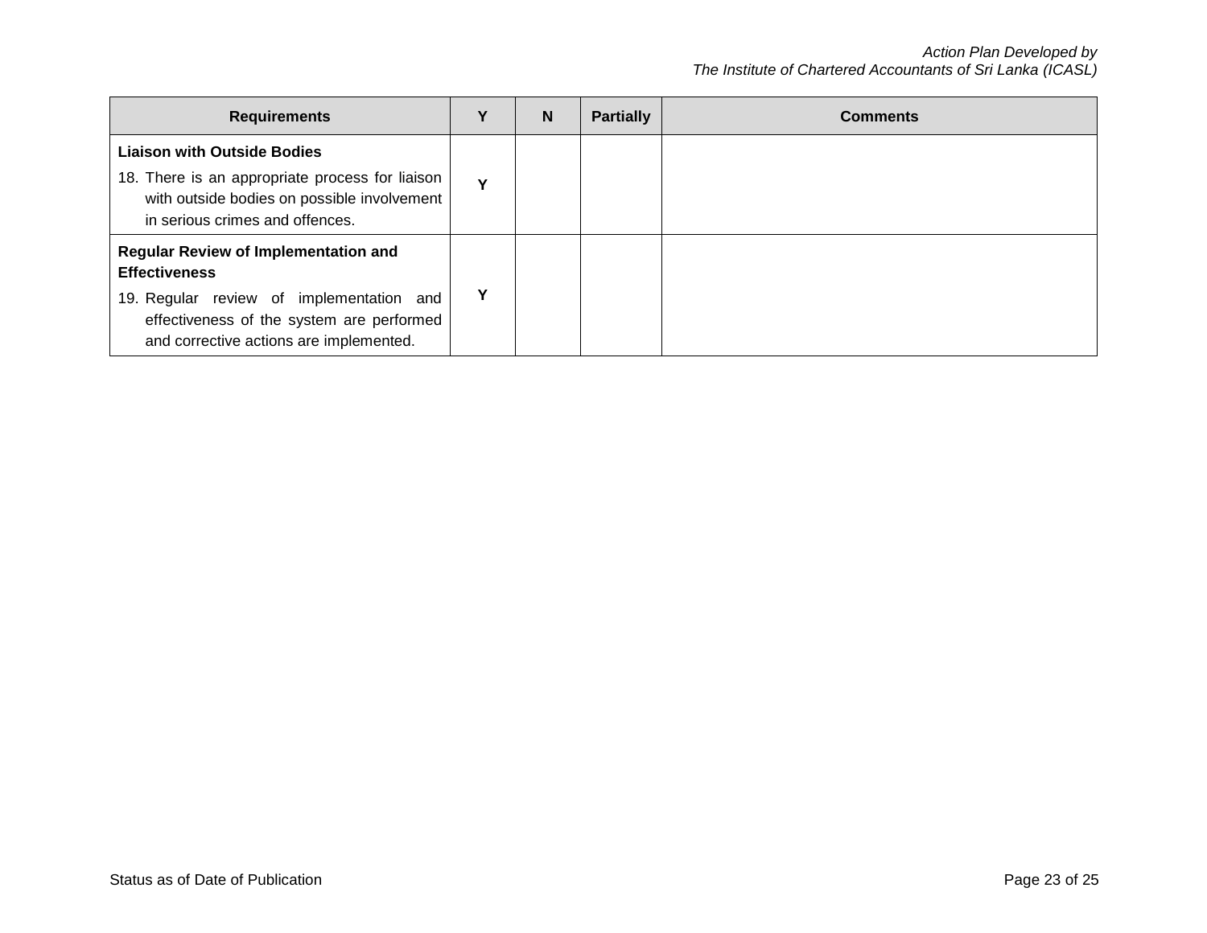| Requirements | Y | N | Partially | Comments |
|---|---|---|---|---|
| **Liaison with Outside Bodies**<br>18. There is an appropriate process for liaison with outside bodies on possible involvement in serious crimes and offences. | Y | | | |
| **Regular Review of Implementation and Effectiveness**<br>19. Regular review of implementation and effectiveness of the system are performed and corrective actions are implemented. | Y | | | |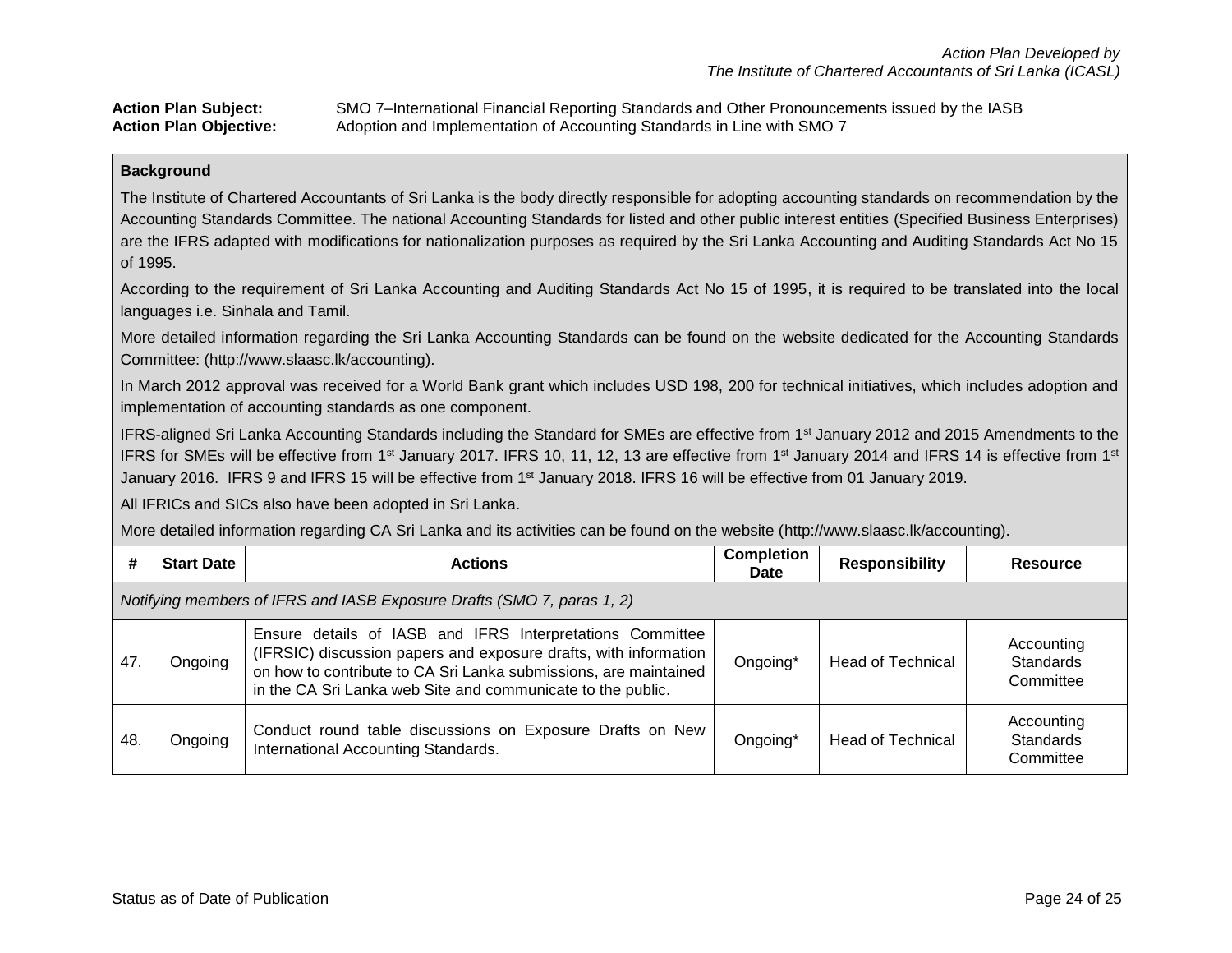*Action Plan Developed by*
*The Institute of Chartered Accountants of Sri Lanka (ICASL)*

**Action Plan Subject:** SMO 7–International Financial Reporting Standards and Other Pronouncements issued by the IASB
**Action Plan Objective:** Adoption and Implementation of Accounting Standards in Line with SMO 7

**Background**

The Institute of Chartered Accountants of Sri Lanka is the body directly responsible for adopting accounting standards on recommendation by the Accounting Standards Committee. The national Accounting Standards for listed and other public interest entities (Specified Business Enterprises) are the IFRS adapted with modifications for nationalization purposes as required by the Sri Lanka Accounting and Auditing Standards Act No 15 of 1995.

According to the requirement of Sri Lanka Accounting and Auditing Standards Act No 15 of 1995, it is required to be translated into the local languages i.e. Sinhala and Tamil.

More detailed information regarding the Sri Lanka Accounting Standards can be found on the website dedicated for the Accounting Standards Committee: (http://www.slaasc.lk/accounting).

In March 2012 approval was received for a World Bank grant which includes USD 198, 200 for technical initiatives, which includes adoption and implementation of accounting standards as one component.

IFRS-aligned Sri Lanka Accounting Standards including the Standard for SMEs are effective from 1st January 2012 and 2015 Amendments to the IFRS for SMEs will be effective from 1st January 2017. IFRS 10, 11, 12, 13 are effective from 1st January 2014 and IFRS 14 is effective from 1st January 2016. IFRS 9 and IFRS 15 will be effective from 1st January 2018. IFRS 16 will be effective from 01 January 2019.

All IFRICs and SICs also have been adopted in Sri Lanka.

More detailed information regarding CA Sri Lanka and its activities can be found on the website (http://www.slaasc.lk/accounting).

| # | Start Date | Actions | Completion Date | Responsibility | Resource |
|---|---|---|---|---|---|
| *Notifying members of IFRS and IASB Exposure Drafts (SMO 7, paras 1, 2)* | | | | | |
| 47. | Ongoing | Ensure details of IASB and IFRS Interpretations Committee (IFRSIC) discussion papers and exposure drafts, with information on how to contribute to CA Sri Lanka submissions, are maintained in the CA Sri Lanka web Site and communicate to the public. | Ongoing* | Head of Technical | Accounting Standards Committee |
| 48. | Ongoing | Conduct round table discussions on Exposure Drafts on New International Accounting Standards. | Ongoing* | Head of Technical | Accounting Standards Committee |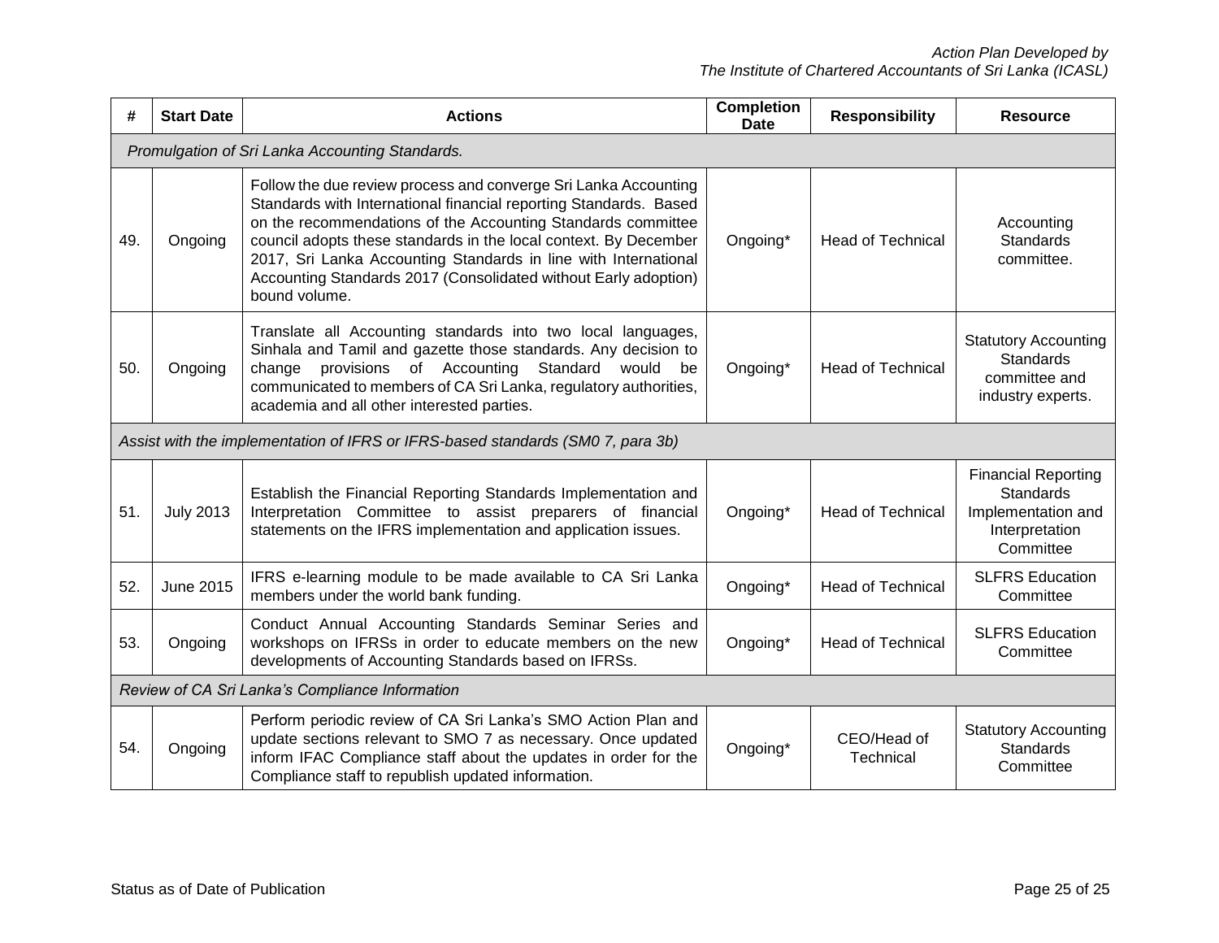| # | Start Date | Actions | Completion Date | Responsibility | Resource |
|---|---|---|---|---|---|
| *Promulgation of Sri Lanka Accounting Standards.* | | | | | |
| 49. | Ongoing | Follow the due review process and converge Sri Lanka Accounting Standards with International financial reporting Standards. Based on the recommendations of the Accounting Standards committee council adopts these standards in the local context. By December 2017, Sri Lanka Accounting Standards in line with International Accounting Standards 2017 (Consolidated without Early adoption) bound volume. | Ongoing* | Head of Technical | Accounting Standards committee. |
| 50. | Ongoing | Translate all Accounting standards into two local languages, Sinhala and Tamil and gazette those standards. Any decision to change provisions of Accounting Standard would be communicated to members of CA Sri Lanka, regulatory authorities, academia and all other interested parties. | Ongoing* | Head of Technical | Statutory Accounting Standards committee and industry experts. |
| *Assist with the implementation of IFRS or IFRS-based standards (SM0 7, para 3b)* | | | | | |
| 51. | July 2013 | Establish the Financial Reporting Standards Implementation and Interpretation Committee to assist preparers of financial statements on the IFRS implementation and application issues. | Ongoing* | Head of Technical | Financial Reporting Standards Implementation and Interpretation Committee |
| 52. | June 2015 | IFRS e-learning module to be made available to CA Sri Lanka members under the world bank funding. | Ongoing* | Head of Technical | SLFRS Education Committee |
| 53. | Ongoing | Conduct Annual Accounting Standards Seminar Series and workshops on IFRSs in order to educate members on the new developments of Accounting Standards based on IFRSs. | Ongoing* | Head of Technical | SLFRS Education Committee |
| *Review of CA Sri Lanka's Compliance Information* | | | | | |
| 54. | Ongoing | Perform periodic review of CA Sri Lanka's SMO Action Plan and update sections relevant to SMO 7 as necessary. Once updated inform IFAC Compliance staff about the updates in order for the Compliance staff to republish updated information. | Ongoing* | CEO/Head of Technical | Statutory Accounting Standards Committee |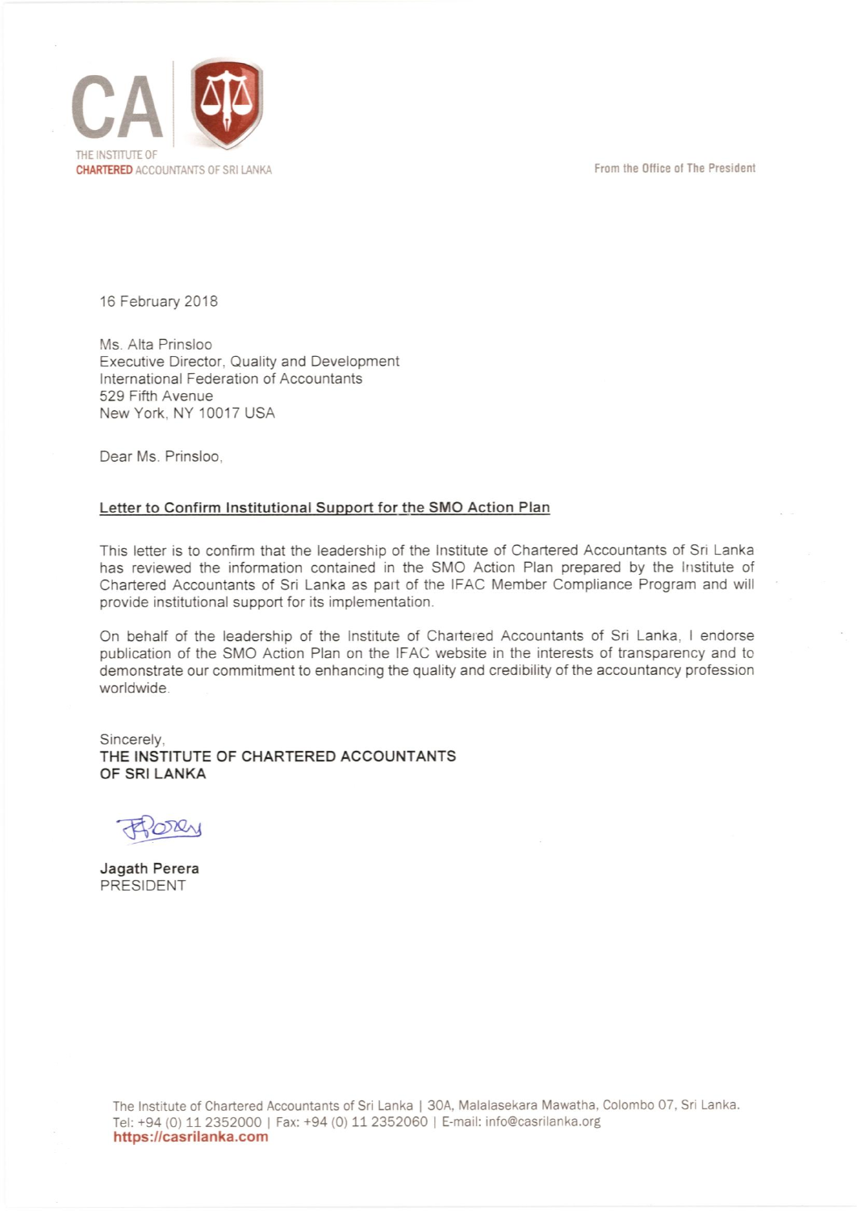CA

THE INSTITUTE OF
**CHARTERED** ACCOUNTANTS OF SRI LANKA

From the Office of The President

16 February 2018

Ms. Alta Prinsloo
Executive Director, Quality and Development
International Federation of Accountants
529 Fifth Avenue
New York, NY 10017 USA

Dear Ms. Prinsloo,

**Letter to Confirm Institutional Support for the SMO Action Plan**

This letter is to confirm that the leadership of the Institute of Chartered Accountants of Sri Lanka has reviewed the information contained in the SMO Action Plan prepared by the Institute of Chartered Accountants of Sri Lanka as part of the IFAC Member Compliance Program and will provide institutional support for its implementation.

On behalf of the leadership of the Institute of Chartered Accountants of Sri Lanka, I endorse publication of the SMO Action Plan on the IFAC website in the interests of transparency and to demonstrate our commitment to enhancing the quality and credibility of the accountancy profession worldwide.

Sincerely,
**THE INSTITUTE OF CHARTERED ACCOUNTANTS OF SRI LANKA**

**Jagath Perera**
PRESIDENT

The Institute of Chartered Accountants of Sri Lanka | 30A, Malalasekara Mawatha, Colombo 07, Sri Lanka.
Tel: +94 (0) 11 2352000 | Fax: +94 (0) 11 2352060 | E-mail: info@casrilanka.org
**https://casrilanka.com**